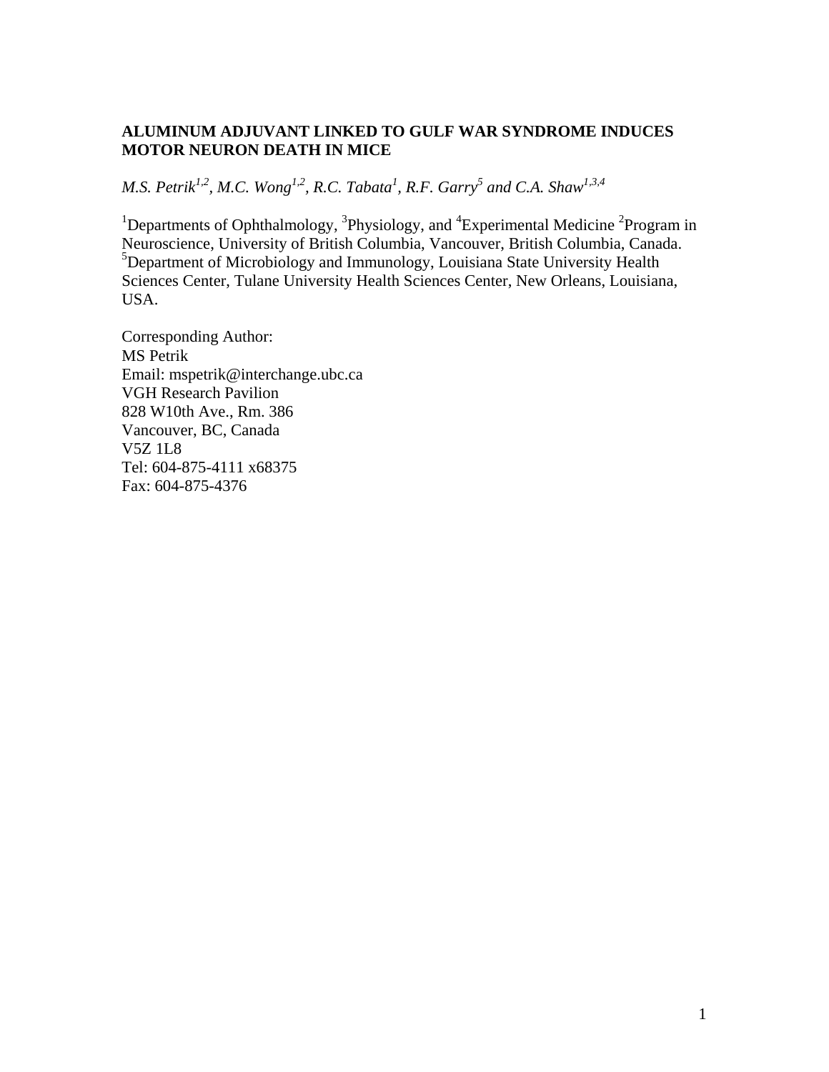# ALUMINUM ADJUVANT LINKED TO GULF WAR SYNDROME INDUCES MOTOR NEURON DEATH IN MICE

*M.S. Petrik[1,2], M.C. Wong[1,2], R.C. Tabata[1], R.F. Garry[5] and C.A. Shaw[1,3,4]*

[1]Departments of Ophthalmology, [3]Physiology, and [4]Experimental Medicine [2]Program in Neuroscience, University of British Columbia, Vancouver, British Columbia, Canada.
[5]Department of Microbiology and Immunology, Louisiana State University Health Sciences Center, Tulane University Health Sciences Center, New Orleans, Louisiana, USA.

Corresponding Author:
MS Petrik
Email: mspetrik@interchange.ubc.ca
VGH Research Pavilion
828 W10th Ave., Rm. 386
Vancouver, BC, Canada
V5Z 1L8
Tel: 604-875-4111 x68375
Fax: 604-875-4376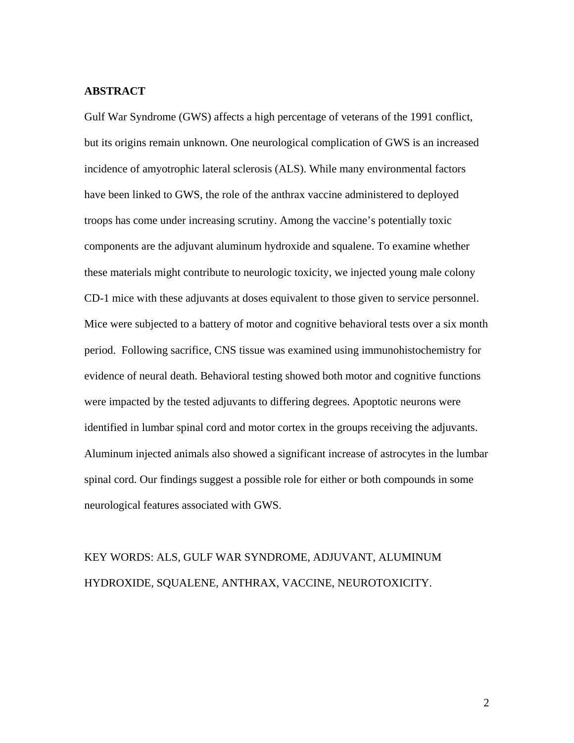## ABSTRACT

Gulf War Syndrome (GWS) affects a high percentage of veterans of the 1991 conflict, but its origins remain unknown. One neurological complication of GWS is an increased incidence of amyotrophic lateral sclerosis (ALS). While many environmental factors have been linked to GWS, the role of the anthrax vaccine administered to deployed troops has come under increasing scrutiny. Among the vaccine's potentially toxic components are the adjuvant aluminum hydroxide and squalene. To examine whether these materials might contribute to neurologic toxicity, we injected young male colony CD-1 mice with these adjuvants at doses equivalent to those given to service personnel. Mice were subjected to a battery of motor and cognitive behavioral tests over a six month period. Following sacrifice, CNS tissue was examined using immunohistochemistry for evidence of neural death. Behavioral testing showed both motor and cognitive functions were impacted by the tested adjuvants to differing degrees. Apoptotic neurons were identified in lumbar spinal cord and motor cortex in the groups receiving the adjuvants. Aluminum injected animals also showed a significant increase of astrocytes in the lumbar spinal cord. Our findings suggest a possible role for either or both compounds in some neurological features associated with GWS.

KEY WORDS: ALS, GULF WAR SYNDROME, ADJUVANT, ALUMINUM HYDROXIDE, SQUALENE, ANTHRAX, VACCINE, NEUROTOXICITY.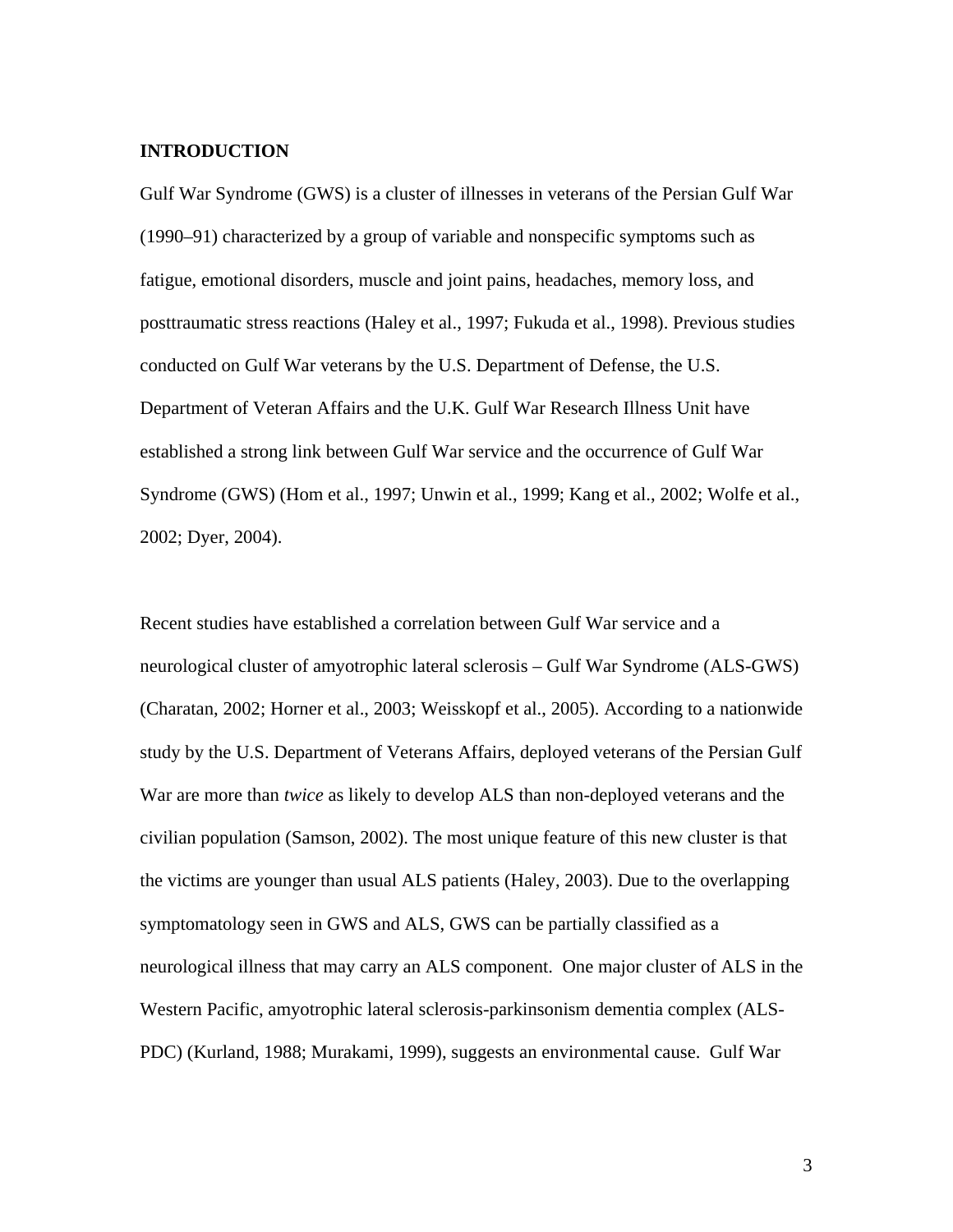## INTRODUCTION

Gulf War Syndrome (GWS) is a cluster of illnesses in veterans of the Persian Gulf War (1990–91) characterized by a group of variable and nonspecific symptoms such as fatigue, emotional disorders, muscle and joint pains, headaches, memory loss, and posttraumatic stress reactions (Haley et al., 1997; Fukuda et al., 1998). Previous studies conducted on Gulf War veterans by the U.S. Department of Defense, the U.S. Department of Veteran Affairs and the U.K. Gulf War Research Illness Unit have established a strong link between Gulf War service and the occurrence of Gulf War Syndrome (GWS) (Hom et al., 1997; Unwin et al., 1999; Kang et al., 2002; Wolfe et al., 2002; Dyer, 2004).

Recent studies have established a correlation between Gulf War service and a neurological cluster of amyotrophic lateral sclerosis – Gulf War Syndrome (ALS-GWS) (Charatan, 2002; Horner et al., 2003; Weisskopf et al., 2005). According to a nationwide study by the U.S. Department of Veterans Affairs, deployed veterans of the Persian Gulf War are more than *twice* as likely to develop ALS than non-deployed veterans and the civilian population (Samson, 2002). The most unique feature of this new cluster is that the victims are younger than usual ALS patients (Haley, 2003). Due to the overlapping symptomatology seen in GWS and ALS, GWS can be partially classified as a neurological illness that may carry an ALS component. One major cluster of ALS in the Western Pacific, amyotrophic lateral sclerosis-parkinsonism dementia complex (ALS-PDC) (Kurland, 1988; Murakami, 1999), suggests an environmental cause. Gulf War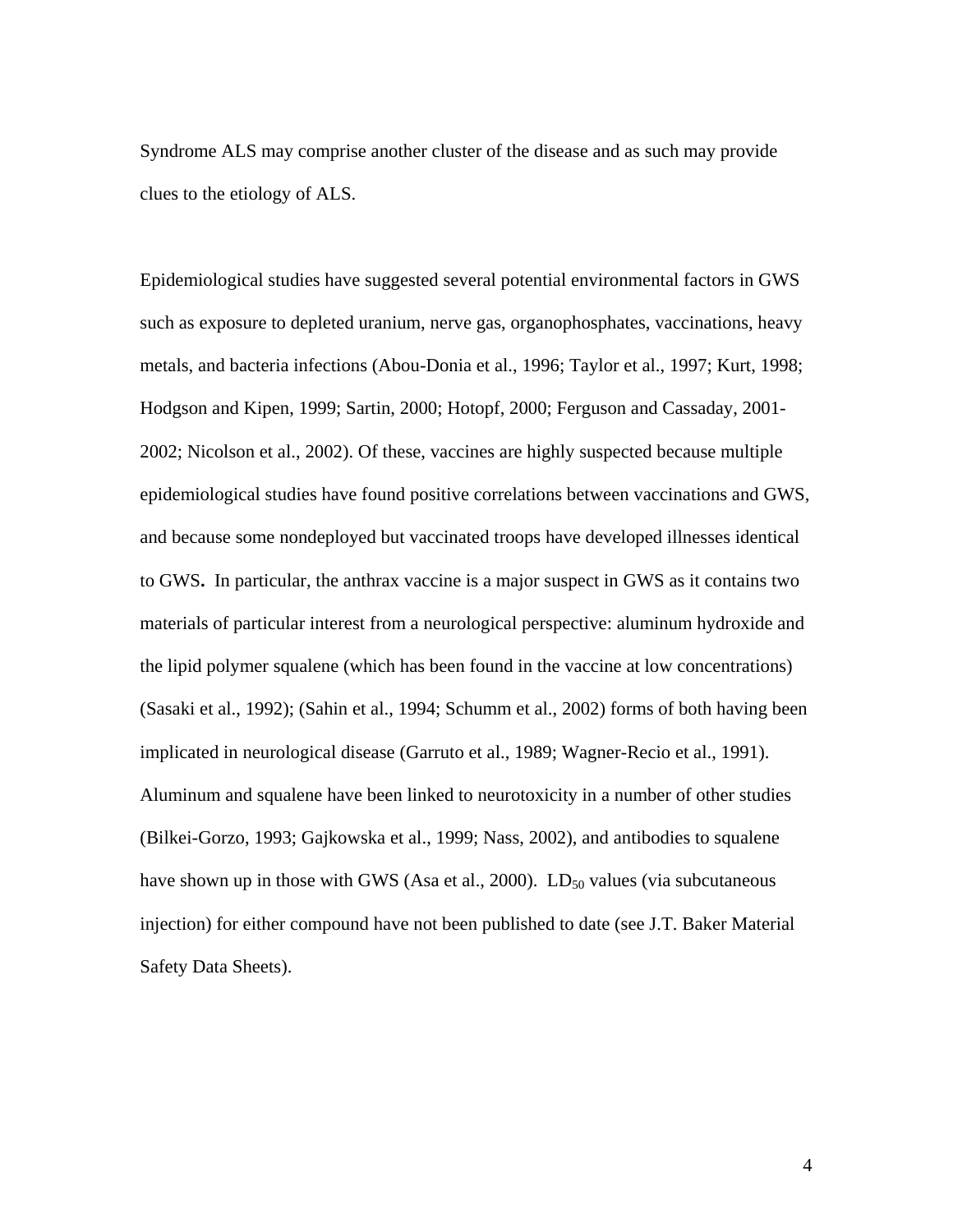Syndrome ALS may comprise another cluster of the disease and as such may provide clues to the etiology of ALS.

Epidemiological studies have suggested several potential environmental factors in GWS such as exposure to depleted uranium, nerve gas, organophosphates, vaccinations, heavy metals, and bacteria infections (Abou-Donia et al., 1996; Taylor et al., 1997; Kurt, 1998; Hodgson and Kipen, 1999; Sartin, 2000; Hotopf, 2000; Ferguson and Cassaday, 2001-2002; Nicolson et al., 2002). Of these, vaccines are highly suspected because multiple epidemiological studies have found positive correlations between vaccinations and GWS, and because some nondeployed but vaccinated troops have developed illnesses identical to GWS**.** In particular, the anthrax vaccine is a major suspect in GWS as it contains two materials of particular interest from a neurological perspective: aluminum hydroxide and the lipid polymer squalene (which has been found in the vaccine at low concentrations) (Sasaki et al., 1992); (Sahin et al., 1994; Schumm et al., 2002) forms of both having been implicated in neurological disease (Garruto et al., 1989; Wagner-Recio et al., 1991). Aluminum and squalene have been linked to neurotoxicity in a number of other studies (Bilkei-Gorzo, 1993; Gajkowska et al., 1999; Nass, 2002), and antibodies to squalene have shown up in those with GWS (Asa et al., 2000). $LD_{50}$ values (via subcutaneous injection) for either compound have not been published to date (see J.T. Baker Material Safety Data Sheets).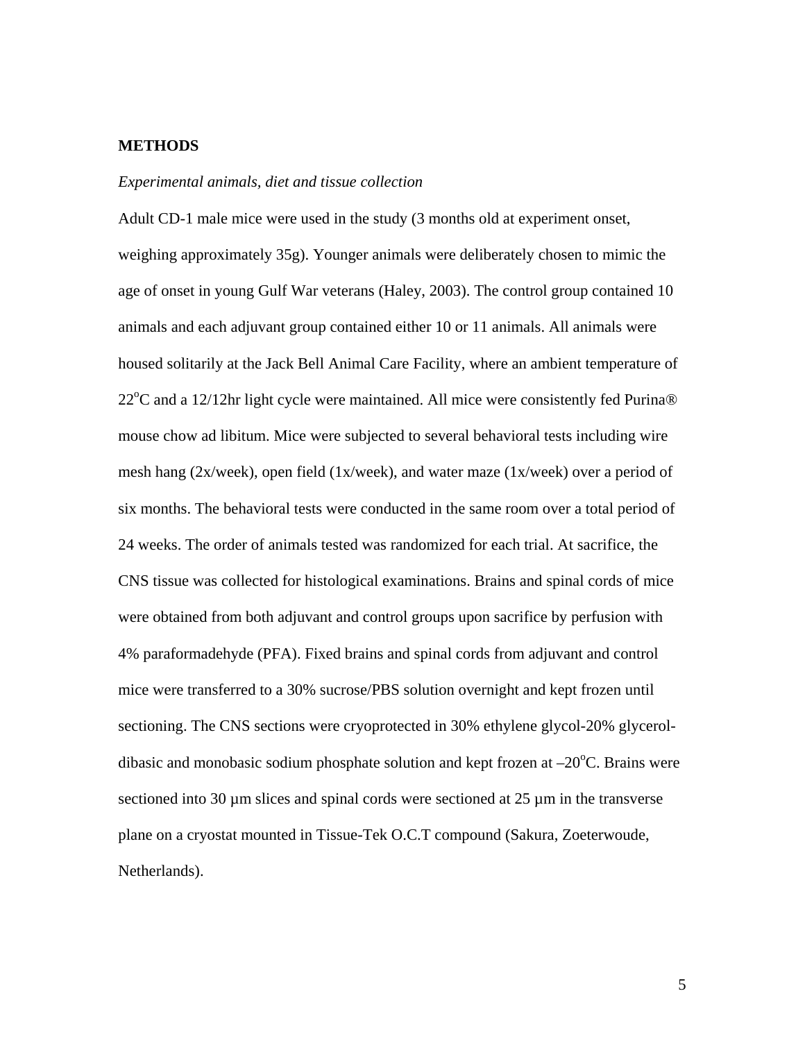## METHODS

*Experimental animals, diet and tissue collection*

Adult CD-1 male mice were used in the study (3 months old at experiment onset, weighing approximately 35g). Younger animals were deliberately chosen to mimic the age of onset in young Gulf War veterans (Haley, 2003). The control group contained 10 animals and each adjuvant group contained either 10 or 11 animals. All animals were housed solitarily at the Jack Bell Animal Care Facility, where an ambient temperature of 22$^{o}$C and a 12/12hr light cycle were maintained. All mice were consistently fed Purina® mouse chow ad libitum. Mice were subjected to several behavioral tests including wire mesh hang (2x/week), open field (1x/week), and water maze (1x/week) over a period of six months. The behavioral tests were conducted in the same room over a total period of 24 weeks. The order of animals tested was randomized for each trial. At sacrifice, the CNS tissue was collected for histological examinations. Brains and spinal cords of mice were obtained from both adjuvant and control groups upon sacrifice by perfusion with 4% paraformadehyde (PFA). Fixed brains and spinal cords from adjuvant and control mice were transferred to a 30% sucrose/PBS solution overnight and kept frozen until sectioning. The CNS sections were cryoprotected in 30% ethylene glycol-20% glycerol-dibasic and monobasic sodium phosphate solution and kept frozen at –20$^{o}$C. Brains were sectioned into 30 µm slices and spinal cords were sectioned at 25 µm in the transverse plane on a cryostat mounted in Tissue-Tek O.C.T compound (Sakura, Zoeterwoude, Netherlands).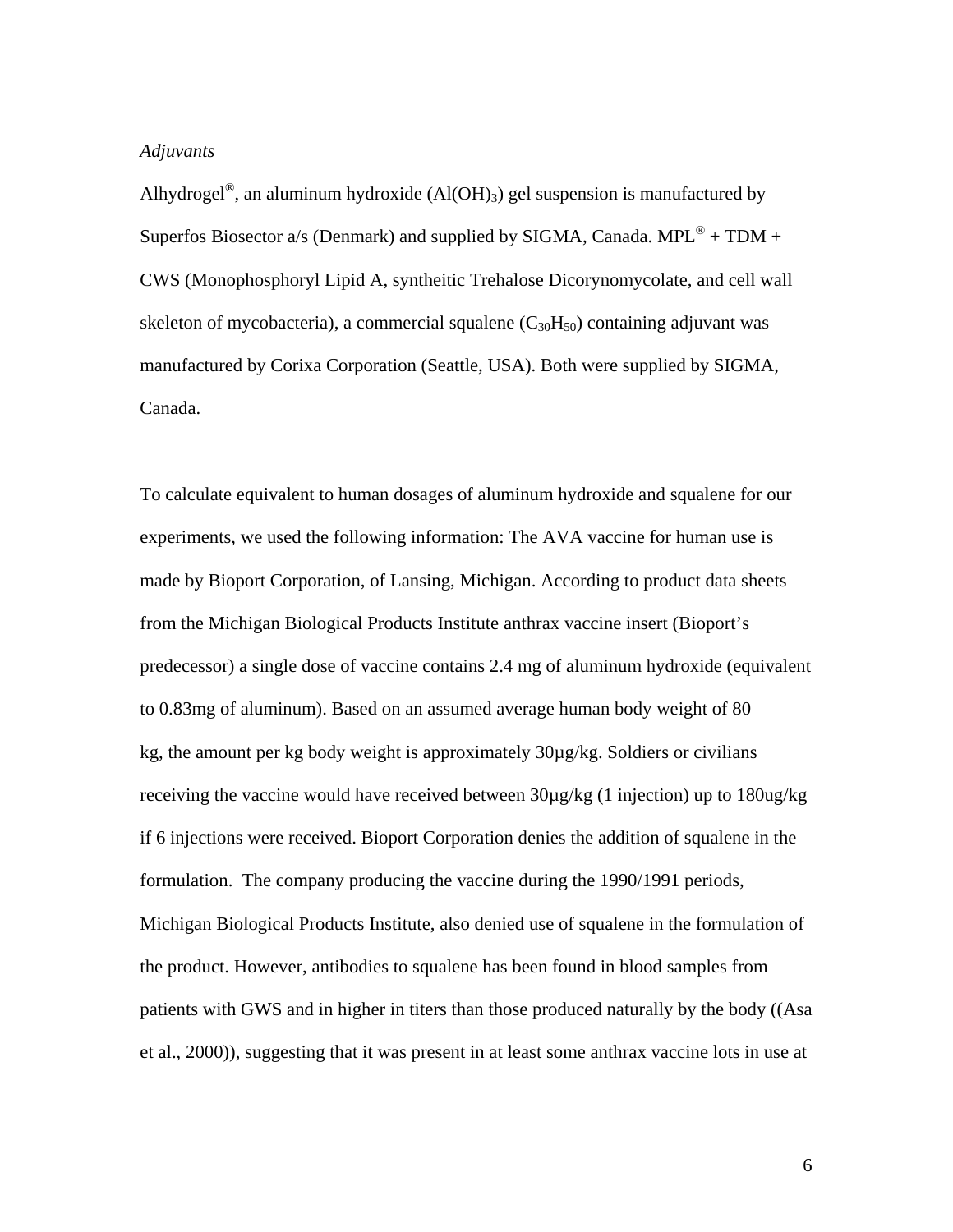*Adjuvants*

Alhydrogel®, an aluminum hydroxide ($Al(OH)_3$) gel suspension is manufactured by Superfos Biosector a/s (Denmark) and supplied by SIGMA, Canada. MPL® + TDM + CWS (Monophosphoryl Lipid A, syntheitic Trehalose Dicorynomycolate, and cell wall skeleton of mycobacteria), a commercial squalene ($C_{30}H_{50}$) containing adjuvant was manufactured by Corixa Corporation (Seattle, USA). Both were supplied by SIGMA, Canada.

To calculate equivalent to human dosages of aluminum hydroxide and squalene for our experiments, we used the following information: The AVA vaccine for human use is made by Bioport Corporation, of Lansing, Michigan. According to product data sheets from the Michigan Biological Products Institute anthrax vaccine insert (Bioport's predecessor) a single dose of vaccine contains 2.4 mg of aluminum hydroxide (equivalent to 0.83mg of aluminum). Based on an assumed average human body weight of 80 kg, the amount per kg body weight is approximately 30µg/kg. Soldiers or civilians receiving the vaccine would have received between 30µg/kg (1 injection) up to 180ug/kg if 6 injections were received. Bioport Corporation denies the addition of squalene in the formulation. The company producing the vaccine during the 1990/1991 periods, Michigan Biological Products Institute, also denied use of squalene in the formulation of the product. However, antibodies to squalene has been found in blood samples from patients with GWS and in higher in titers than those produced naturally by the body ((Asa et al., 2000)), suggesting that it was present in at least some anthrax vaccine lots in use at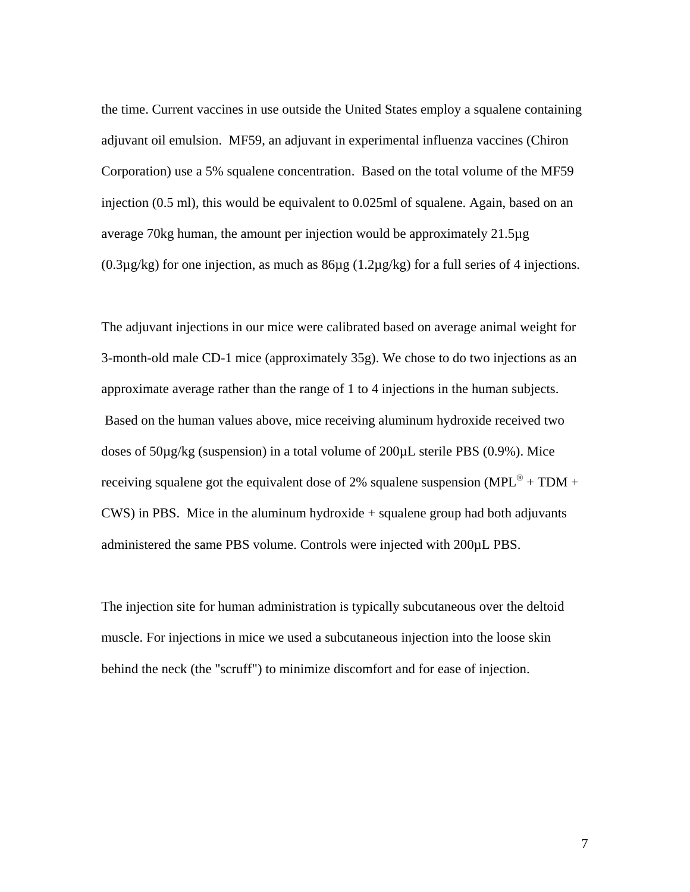the time. Current vaccines in use outside the United States employ a squalene containing adjuvant oil emulsion. MF59, an adjuvant in experimental influenza vaccines (Chiron Corporation) use a 5% squalene concentration. Based on the total volume of the MF59 injection (0.5 ml), this would be equivalent to 0.025ml of squalene. Again, based on an average 70kg human, the amount per injection would be approximately 21.5µg (0.3µg/kg) for one injection, as much as 86µg (1.2µg/kg) for a full series of 4 injections.

The adjuvant injections in our mice were calibrated based on average animal weight for 3-month-old male CD-1 mice (approximately 35g). We chose to do two injections as an approximate average rather than the range of 1 to 4 injections in the human subjects. Based on the human values above, mice receiving aluminum hydroxide received two doses of 50µg/kg (suspension) in a total volume of 200µL sterile PBS (0.9%). Mice receiving squalene got the equivalent dose of 2% squalene suspension (MPL® + TDM + CWS) in PBS. Mice in the aluminum hydroxide + squalene group had both adjuvants administered the same PBS volume. Controls were injected with 200µL PBS.

The injection site for human administration is typically subcutaneous over the deltoid muscle. For injections in mice we used a subcutaneous injection into the loose skin behind the neck (the "scruff") to minimize discomfort and for ease of injection.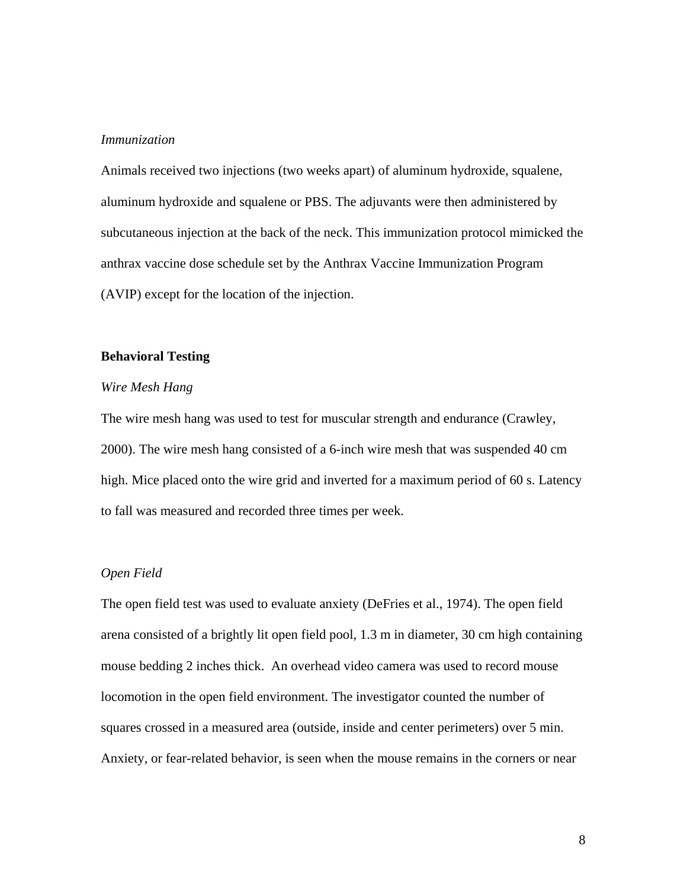*Immunization*

Animals received two injections (two weeks apart) of aluminum hydroxide, squalene, aluminum hydroxide and squalene or PBS. The adjuvants were then administered by subcutaneous injection at the back of the neck. This immunization protocol mimicked the anthrax vaccine dose schedule set by the Anthrax Vaccine Immunization Program (AVIP) except for the location of the injection.

**Behavioral Testing**

*Wire Mesh Hang*

The wire mesh hang was used to test for muscular strength and endurance (Crawley, 2000). The wire mesh hang consisted of a 6-inch wire mesh that was suspended 40 cm high. Mice placed onto the wire grid and inverted for a maximum period of 60 s. Latency to fall was measured and recorded three times per week.

*Open Field*

The open field test was used to evaluate anxiety (DeFries et al., 1974). The open field arena consisted of a brightly lit open field pool, 1.3 m in diameter, 30 cm high containing mouse bedding 2 inches thick. An overhead video camera was used to record mouse locomotion in the open field environment. The investigator counted the number of squares crossed in a measured area (outside, inside and center perimeters) over 5 min. Anxiety, or fear-related behavior, is seen when the mouse remains in the corners or near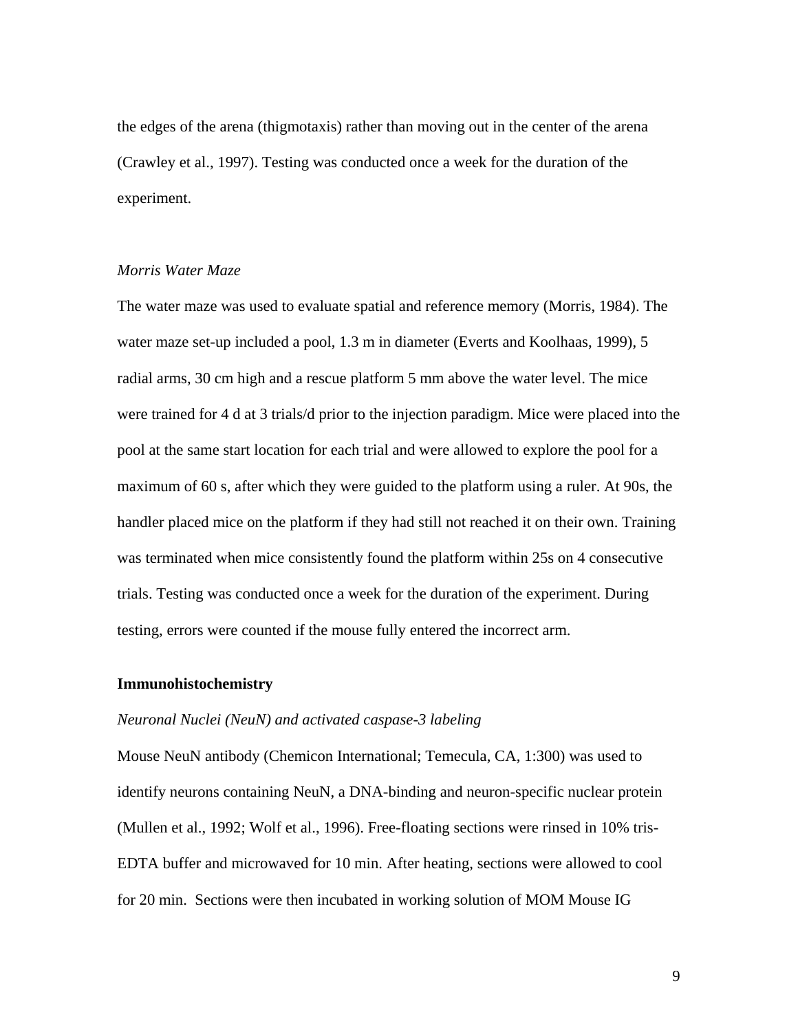the edges of the arena (thigmotaxis) rather than moving out in the center of the arena (Crawley et al., 1997). Testing was conducted once a week for the duration of the experiment.

*Morris Water Maze*

The water maze was used to evaluate spatial and reference memory (Morris, 1984). The water maze set-up included a pool, 1.3 m in diameter (Everts and Koolhaas, 1999), 5 radial arms, 30 cm high and a rescue platform 5 mm above the water level. The mice were trained for 4 d at 3 trials/d prior to the injection paradigm. Mice were placed into the pool at the same start location for each trial and were allowed to explore the pool for a maximum of 60 s, after which they were guided to the platform using a ruler. At 90s, the handler placed mice on the platform if they had still not reached it on their own. Training was terminated when mice consistently found the platform within 25s on 4 consecutive trials. Testing was conducted once a week for the duration of the experiment. During testing, errors were counted if the mouse fully entered the incorrect arm.

**Immunohistochemistry**

*Neuronal Nuclei (NeuN) and activated caspase-3 labeling*

Mouse NeuN antibody (Chemicon International; Temecula, CA, 1:300) was used to identify neurons containing NeuN, a DNA-binding and neuron-specific nuclear protein (Mullen et al., 1992; Wolf et al., 1996). Free-floating sections were rinsed in 10% tris-EDTA buffer and microwaved for 10 min. After heating, sections were allowed to cool for 20 min. Sections were then incubated in working solution of MOM Mouse IG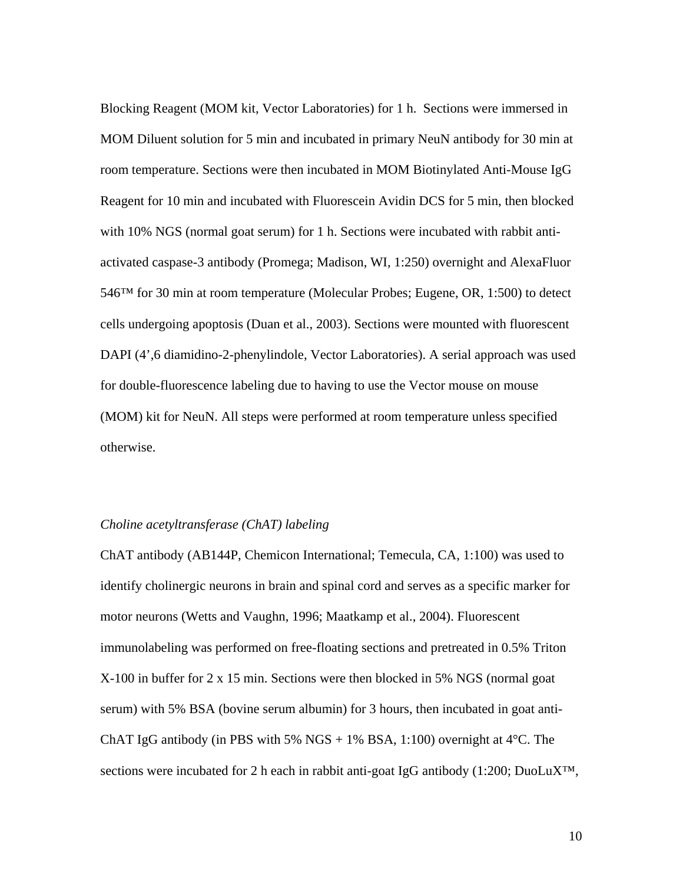Blocking Reagent (MOM kit, Vector Laboratories) for 1 h. Sections were immersed in MOM Diluent solution for 5 min and incubated in primary NeuN antibody for 30 min at room temperature. Sections were then incubated in MOM Biotinylated Anti-Mouse IgG Reagent for 10 min and incubated with Fluorescein Avidin DCS for 5 min, then blocked with 10% NGS (normal goat serum) for 1 h. Sections were incubated with rabbit anti-activated caspase-3 antibody (Promega; Madison, WI, 1:250) overnight and AlexaFluor 546™ for 30 min at room temperature (Molecular Probes; Eugene, OR, 1:500) to detect cells undergoing apoptosis (Duan et al., 2003). Sections were mounted with fluorescent DAPI (4',6 diamidino-2-phenylindole, Vector Laboratories). A serial approach was used for double-fluorescence labeling due to having to use the Vector mouse on mouse (MOM) kit for NeuN. All steps were performed at room temperature unless specified otherwise.

*Choline acetyltransferase (ChAT) labeling*

ChAT antibody (AB144P, Chemicon International; Temecula, CA, 1:100) was used to identify cholinergic neurons in brain and spinal cord and serves as a specific marker for motor neurons (Wetts and Vaughn, 1996; Maatkamp et al., 2004). Fluorescent immunolabeling was performed on free-floating sections and pretreated in 0.5% Triton X-100 in buffer for 2 x 15 min. Sections were then blocked in 5% NGS (normal goat serum) with 5% BSA (bovine serum albumin) for 3 hours, then incubated in goat anti-ChAT IgG antibody (in PBS with 5% NGS + 1% BSA, 1:100) overnight at 4°C. The sections were incubated for 2 h each in rabbit anti-goat IgG antibody (1:200; DuoLuX™,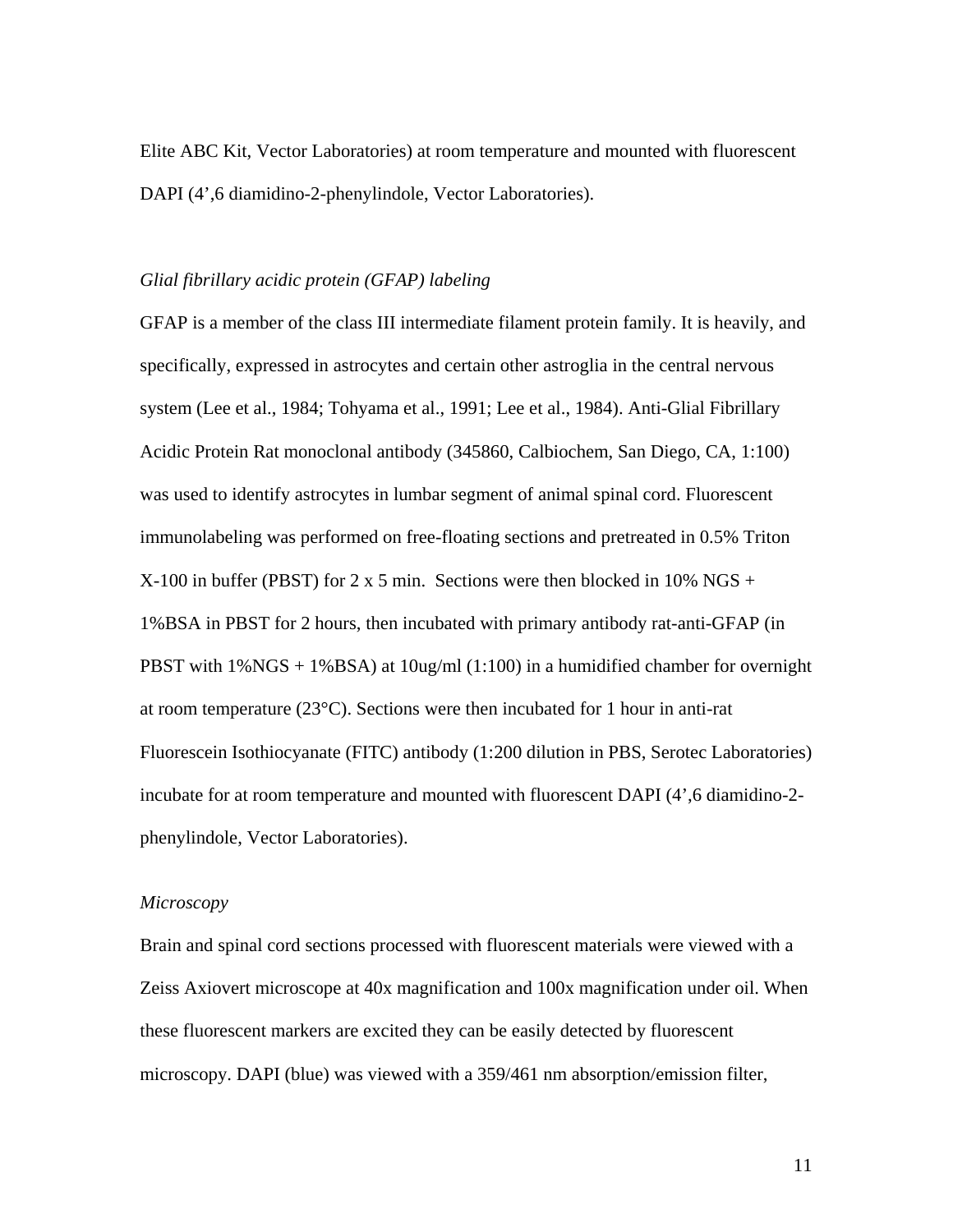Elite ABC Kit, Vector Laboratories) at room temperature and mounted with fluorescent DAPI (4',6 diamidino-2-phenylindole, Vector Laboratories).

*Glial fibrillary acidic protein (GFAP) labeling*

GFAP is a member of the class III intermediate filament protein family. It is heavily, and specifically, expressed in astrocytes and certain other astroglia in the central nervous system (Lee et al., 1984; Tohyama et al., 1991; Lee et al., 1984). Anti-Glial Fibrillary Acidic Protein Rat monoclonal antibody (345860, Calbiochem, San Diego, CA, 1:100) was used to identify astrocytes in lumbar segment of animal spinal cord. Fluorescent immunolabeling was performed on free-floating sections and pretreated in 0.5% Triton X-100 in buffer (PBST) for 2 x 5 min. Sections were then blocked in 10% NGS + 1%BSA in PBST for 2 hours, then incubated with primary antibody rat-anti-GFAP (in PBST with 1%NGS + 1%BSA) at 10ug/ml (1:100) in a humidified chamber for overnight at room temperature (23°C). Sections were then incubated for 1 hour in anti-rat Fluorescein Isothiocyanate (FITC) antibody (1:200 dilution in PBS, Serotec Laboratories) incubate for at room temperature and mounted with fluorescent DAPI (4',6 diamidino-2-phenylindole, Vector Laboratories).

*Microscopy*

Brain and spinal cord sections processed with fluorescent materials were viewed with a Zeiss Axiovert microscope at 40x magnification and 100x magnification under oil. When these fluorescent markers are excited they can be easily detected by fluorescent microscopy. DAPI (blue) was viewed with a 359/461 nm absorption/emission filter,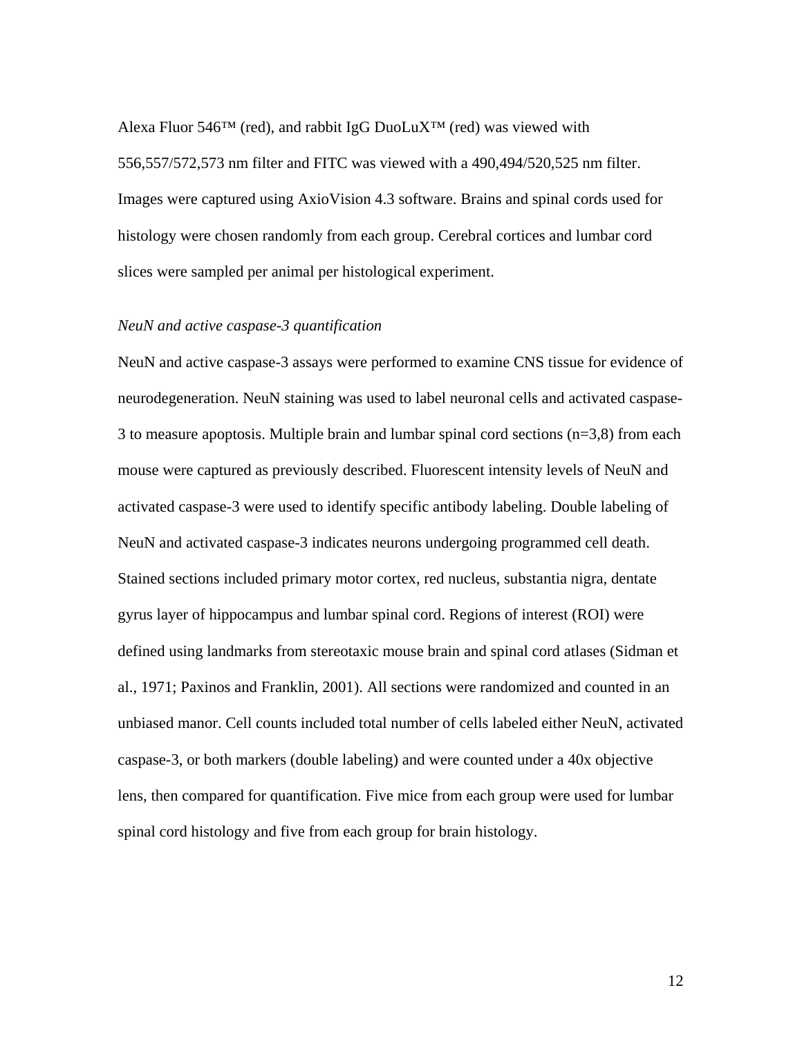Alexa Fluor 546™ (red), and rabbit IgG DuoLuX™ (red) was viewed with 556,557/572,573 nm filter and FITC was viewed with a 490,494/520,525 nm filter. Images were captured using AxioVision 4.3 software. Brains and spinal cords used for histology were chosen randomly from each group. Cerebral cortices and lumbar cord slices were sampled per animal per histological experiment.

*NeuN and active caspase-3 quantification*

NeuN and active caspase-3 assays were performed to examine CNS tissue for evidence of neurodegeneration. NeuN staining was used to label neuronal cells and activated caspase-3 to measure apoptosis. Multiple brain and lumbar spinal cord sections (n=3,8) from each mouse were captured as previously described. Fluorescent intensity levels of NeuN and activated caspase-3 were used to identify specific antibody labeling. Double labeling of NeuN and activated caspase-3 indicates neurons undergoing programmed cell death. Stained sections included primary motor cortex, red nucleus, substantia nigra, dentate gyrus layer of hippocampus and lumbar spinal cord. Regions of interest (ROI) were defined using landmarks from stereotaxic mouse brain and spinal cord atlases (Sidman et al., 1971; Paxinos and Franklin, 2001). All sections were randomized and counted in an unbiased manor. Cell counts included total number of cells labeled either NeuN, activated caspase-3, or both markers (double labeling) and were counted under a 40x objective lens, then compared for quantification. Five mice from each group were used for lumbar spinal cord histology and five from each group for brain histology.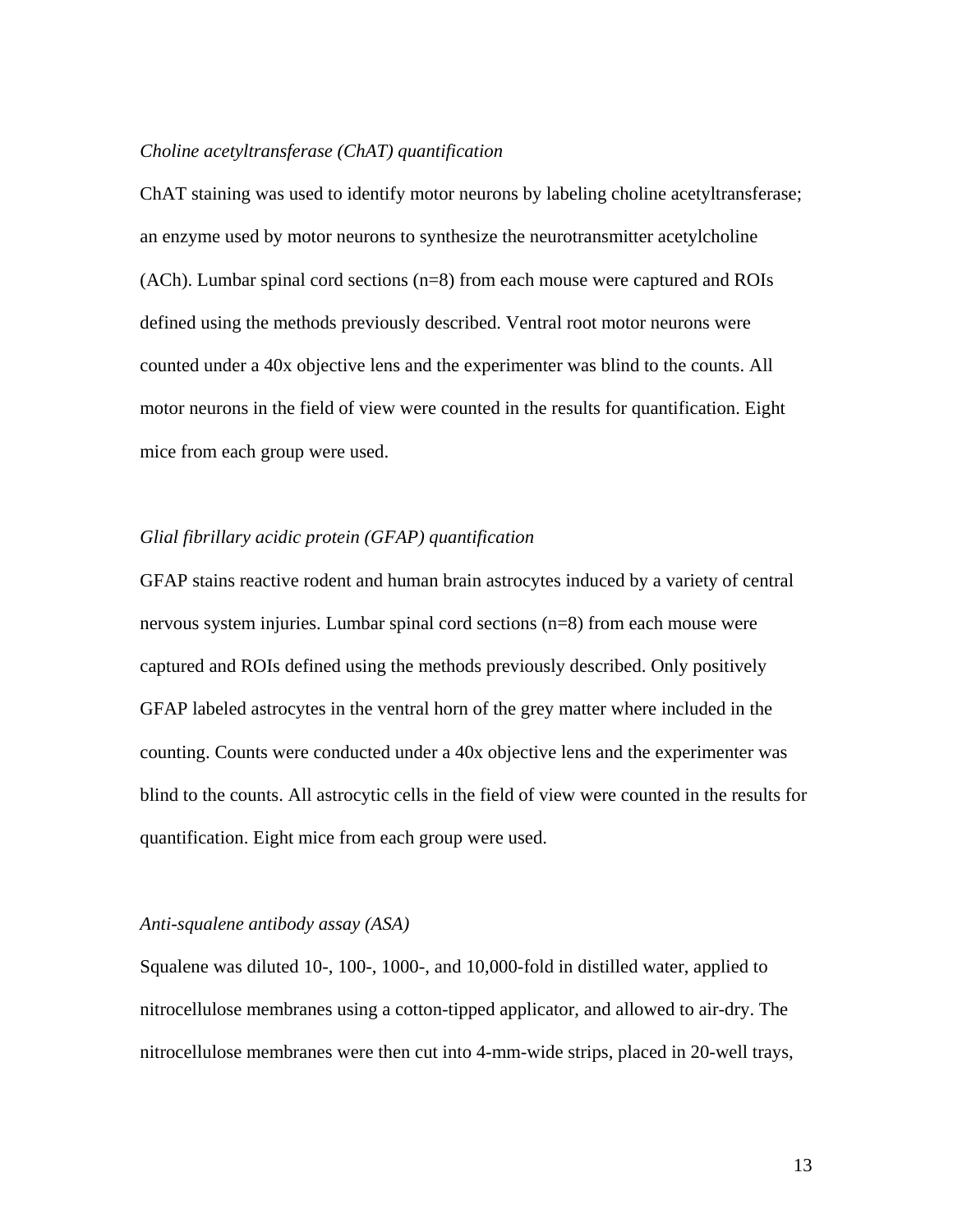*Choline acetyltransferase (ChAT) quantification*

ChAT staining was used to identify motor neurons by labeling choline acetyltransferase; an enzyme used by motor neurons to synthesize the neurotransmitter acetylcholine (ACh). Lumbar spinal cord sections (n=8) from each mouse were captured and ROIs defined using the methods previously described. Ventral root motor neurons were counted under a 40x objective lens and the experimenter was blind to the counts. All motor neurons in the field of view were counted in the results for quantification. Eight mice from each group were used.

*Glial fibrillary acidic protein (GFAP) quantification*

GFAP stains reactive rodent and human brain astrocytes induced by a variety of central nervous system injuries. Lumbar spinal cord sections (n=8) from each mouse were captured and ROIs defined using the methods previously described. Only positively GFAP labeled astrocytes in the ventral horn of the grey matter where included in the counting. Counts were conducted under a 40x objective lens and the experimenter was blind to the counts. All astrocytic cells in the field of view were counted in the results for quantification. Eight mice from each group were used.

*Anti-squalene antibody assay (ASA)*

Squalene was diluted 10-, 100-, 1000-, and 10,000-fold in distilled water, applied to nitrocellulose membranes using a cotton-tipped applicator, and allowed to air-dry. The nitrocellulose membranes were then cut into 4-mm-wide strips, placed in 20-well trays,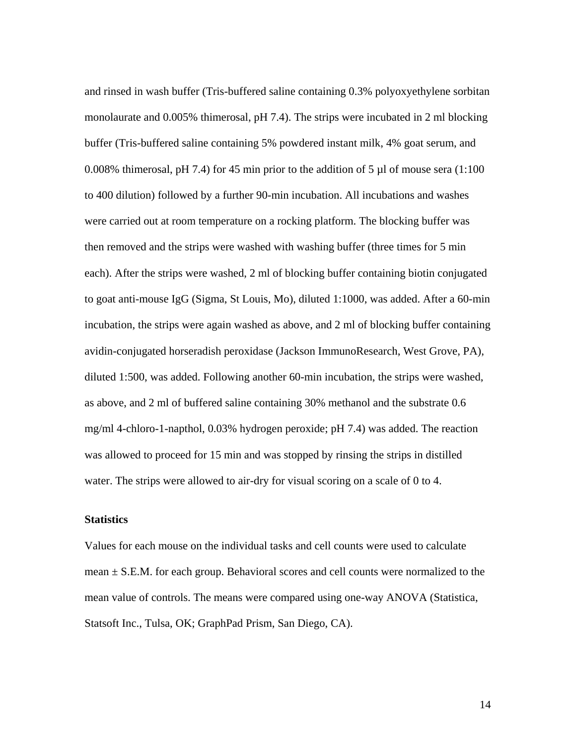and rinsed in wash buffer (Tris-buffered saline containing 0.3% polyoxyethylene sorbitan monolaurate and 0.005% thimerosal, pH 7.4). The strips were incubated in 2 ml blocking buffer (Tris-buffered saline containing 5% powdered instant milk, 4% goat serum, and 0.008% thimerosal, pH 7.4) for 45 min prior to the addition of 5 µl of mouse sera (1:100 to 400 dilution) followed by a further 90-min incubation. All incubations and washes were carried out at room temperature on a rocking platform. The blocking buffer was then removed and the strips were washed with washing buffer (three times for 5 min each). After the strips were washed, 2 ml of blocking buffer containing biotin conjugated to goat anti-mouse IgG (Sigma, St Louis, Mo), diluted 1:1000, was added. After a 60-min incubation, the strips were again washed as above, and 2 ml of blocking buffer containing avidin-conjugated horseradish peroxidase (Jackson ImmunoResearch, West Grove, PA), diluted 1:500, was added. Following another 60-min incubation, the strips were washed, as above, and 2 ml of buffered saline containing 30% methanol and the substrate 0.6 mg/ml 4-chloro-1-napthol, 0.03% hydrogen peroxide; pH 7.4) was added. The reaction was allowed to proceed for 15 min and was stopped by rinsing the strips in distilled water. The strips were allowed to air-dry for visual scoring on a scale of 0 to 4.

**Statistics**

Values for each mouse on the individual tasks and cell counts were used to calculate mean ± S.E.M. for each group. Behavioral scores and cell counts were normalized to the mean value of controls. The means were compared using one-way ANOVA (Statistica, Statsoft Inc., Tulsa, OK; GraphPad Prism, San Diego, CA).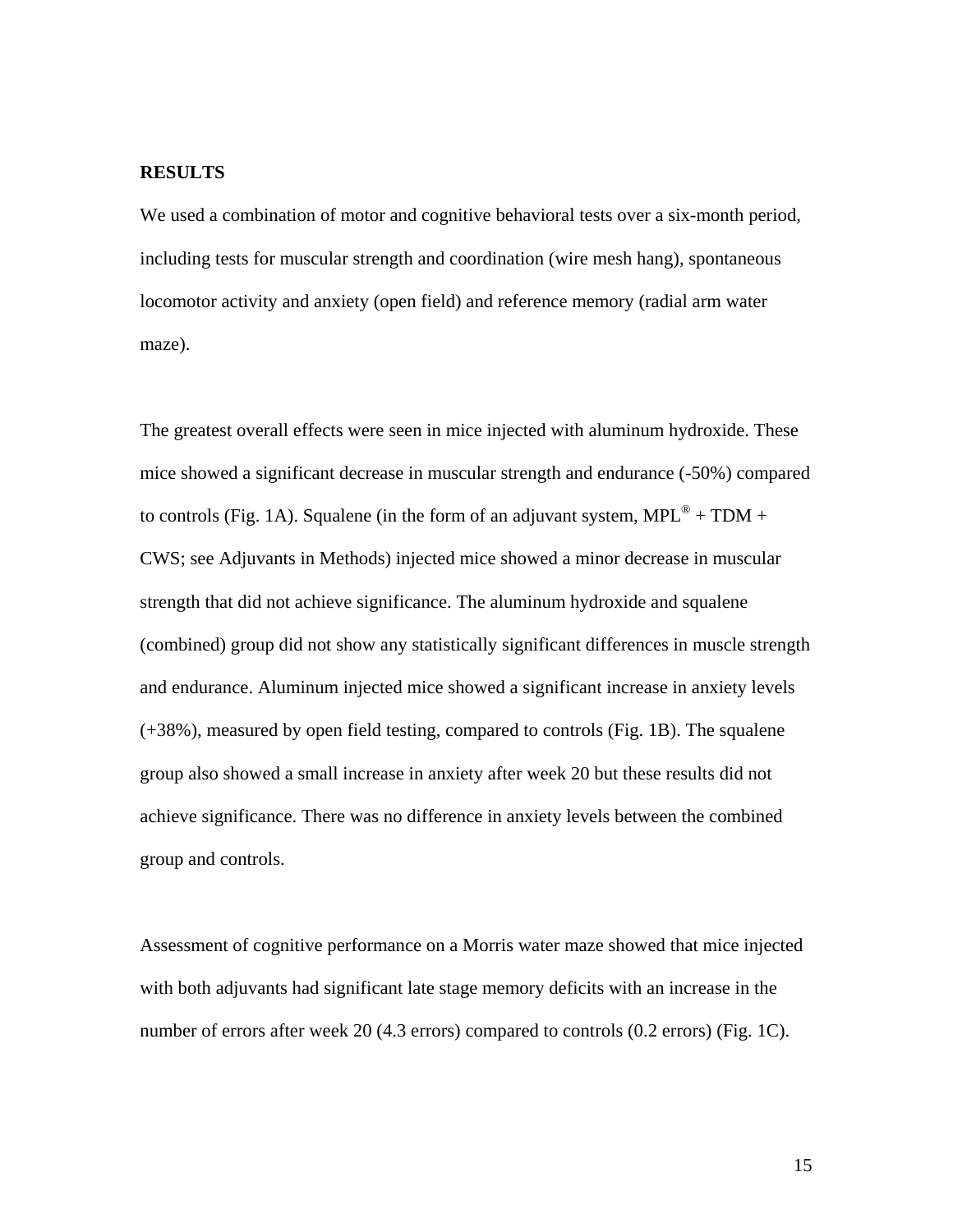**RESULTS**

We used a combination of motor and cognitive behavioral tests over a six-month period, including tests for muscular strength and coordination (wire mesh hang), spontaneous locomotor activity and anxiety (open field) and reference memory (radial arm water maze).

The greatest overall effects were seen in mice injected with aluminum hydroxide. These mice showed a significant decrease in muscular strength and endurance (-50%) compared to controls (Fig. 1A). Squalene (in the form of an adjuvant system, MPL® + TDM + CWS; see Adjuvants in Methods) injected mice showed a minor decrease in muscular strength that did not achieve significance. The aluminum hydroxide and squalene (combined) group did not show any statistically significant differences in muscle strength and endurance. Aluminum injected mice showed a significant increase in anxiety levels (+38%), measured by open field testing, compared to controls (Fig. 1B). The squalene group also showed a small increase in anxiety after week 20 but these results did not achieve significance. There was no difference in anxiety levels between the combined group and controls.

Assessment of cognitive performance on a Morris water maze showed that mice injected with both adjuvants had significant late stage memory deficits with an increase in the number of errors after week 20 (4.3 errors) compared to controls (0.2 errors) (Fig. 1C).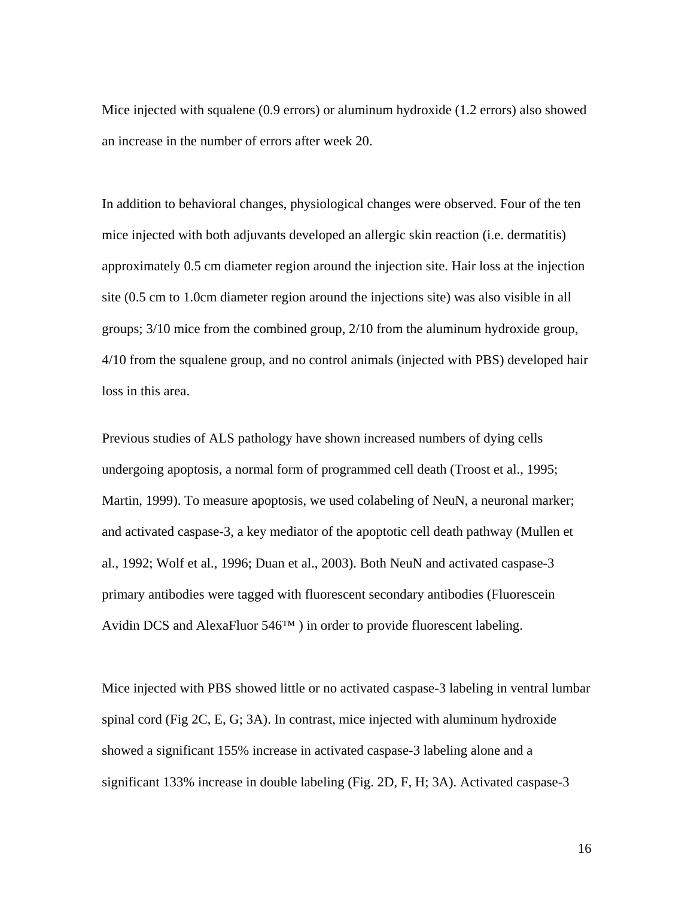Mice injected with squalene (0.9 errors) or aluminum hydroxide (1.2 errors) also showed an increase in the number of errors after week 20.

In addition to behavioral changes, physiological changes were observed. Four of the ten mice injected with both adjuvants developed an allergic skin reaction (i.e. dermatitis) approximately 0.5 cm diameter region around the injection site. Hair loss at the injection site (0.5 cm to 1.0cm diameter region around the injections site) was also visible in all groups; 3/10 mice from the combined group, 2/10 from the aluminum hydroxide group, 4/10 from the squalene group, and no control animals (injected with PBS) developed hair loss in this area.

Previous studies of ALS pathology have shown increased numbers of dying cells undergoing apoptosis, a normal form of programmed cell death (Troost et al., 1995; Martin, 1999). To measure apoptosis, we used colabeling of NeuN, a neuronal marker; and activated caspase-3, a key mediator of the apoptotic cell death pathway (Mullen et al., 1992; Wolf et al., 1996; Duan et al., 2003). Both NeuN and activated caspase-3 primary antibodies were tagged with fluorescent secondary antibodies (Fluorescein Avidin DCS and AlexaFluor 546™ ) in order to provide fluorescent labeling.

Mice injected with PBS showed little or no activated caspase-3 labeling in ventral lumbar spinal cord (Fig 2C, E, G; 3A). In contrast, mice injected with aluminum hydroxide showed a significant 155% increase in activated caspase-3 labeling alone and a significant 133% increase in double labeling (Fig. 2D, F, H; 3A). Activated caspase-3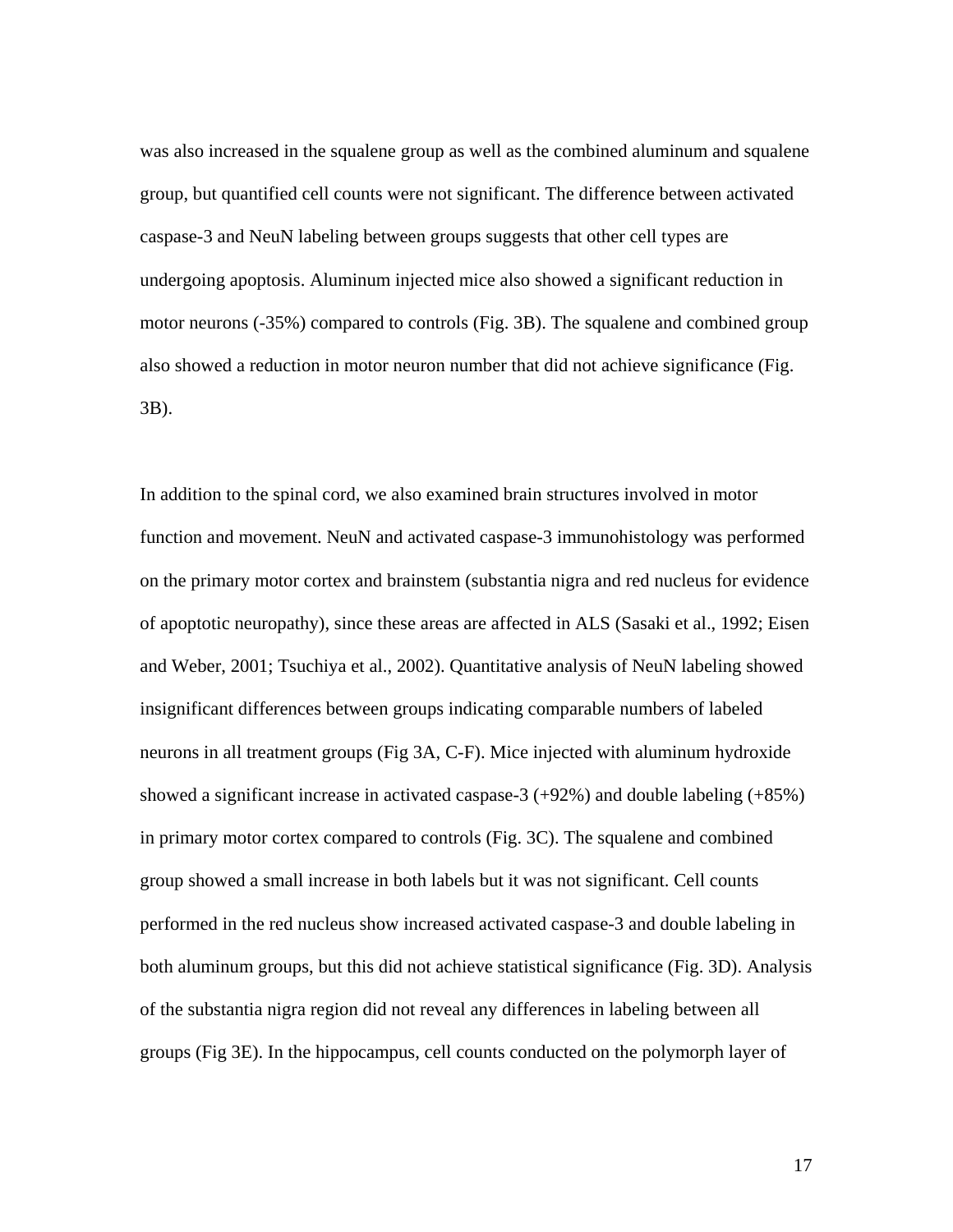was also increased in the squalene group as well as the combined aluminum and squalene group, but quantified cell counts were not significant. The difference between activated caspase-3 and NeuN labeling between groups suggests that other cell types are undergoing apoptosis. Aluminum injected mice also showed a significant reduction in motor neurons (-35%) compared to controls (Fig. 3B). The squalene and combined group also showed a reduction in motor neuron number that did not achieve significance (Fig. 3B).

In addition to the spinal cord, we also examined brain structures involved in motor function and movement. NeuN and activated caspase-3 immunohistology was performed on the primary motor cortex and brainstem (substantia nigra and red nucleus for evidence of apoptotic neuropathy), since these areas are affected in ALS (Sasaki et al., 1992; Eisen and Weber, 2001; Tsuchiya et al., 2002). Quantitative analysis of NeuN labeling showed insignificant differences between groups indicating comparable numbers of labeled neurons in all treatment groups (Fig 3A, C-F). Mice injected with aluminum hydroxide showed a significant increase in activated caspase-3 (+92%) and double labeling (+85%) in primary motor cortex compared to controls (Fig. 3C). The squalene and combined group showed a small increase in both labels but it was not significant. Cell counts performed in the red nucleus show increased activated caspase-3 and double labeling in both aluminum groups, but this did not achieve statistical significance (Fig. 3D). Analysis of the substantia nigra region did not reveal any differences in labeling between all groups (Fig 3E). In the hippocampus, cell counts conducted on the polymorph layer of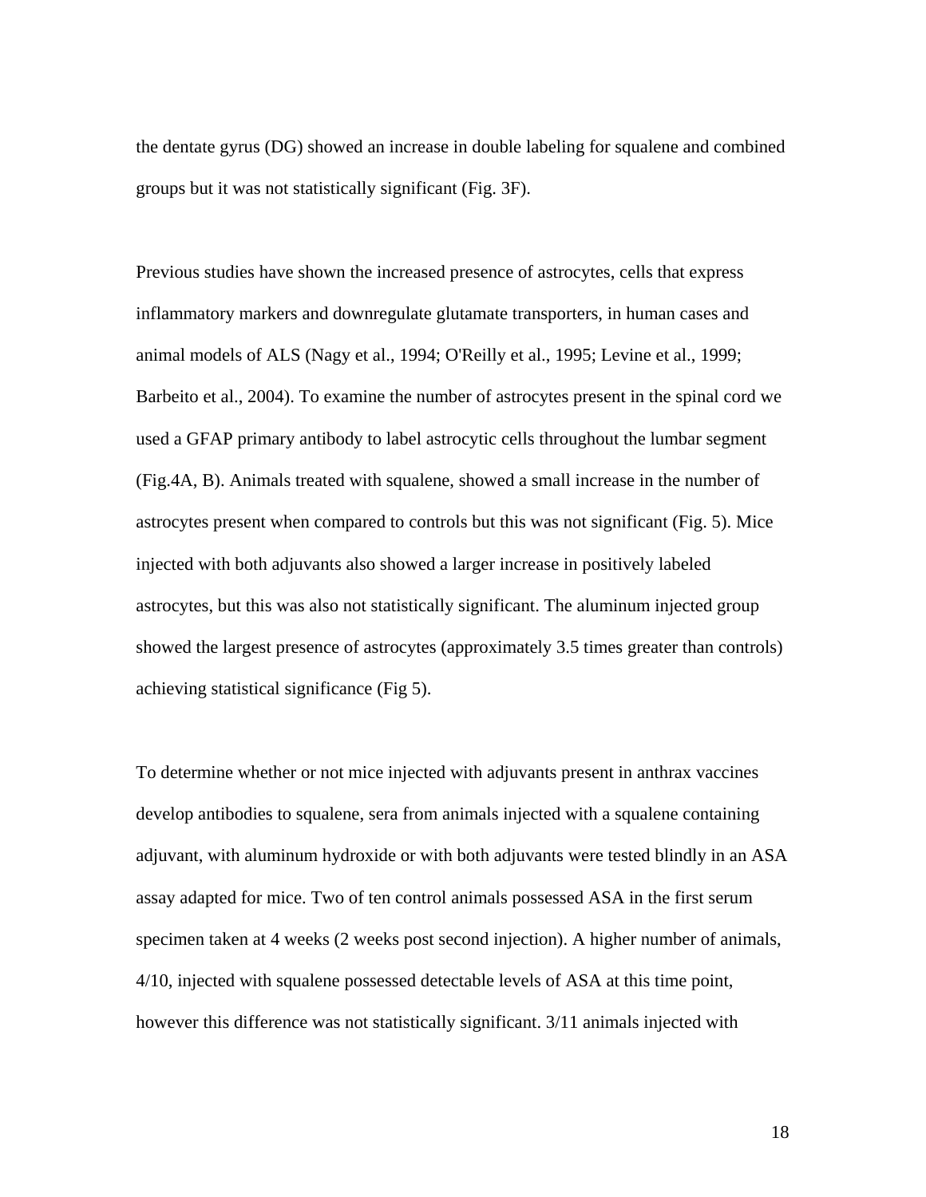the dentate gyrus (DG) showed an increase in double labeling for squalene and combined groups but it was not statistically significant (Fig. 3F).

Previous studies have shown the increased presence of astrocytes, cells that express inflammatory markers and downregulate glutamate transporters, in human cases and animal models of ALS (Nagy et al., 1994; O'Reilly et al., 1995; Levine et al., 1999; Barbeito et al., 2004). To examine the number of astrocytes present in the spinal cord we used a GFAP primary antibody to label astrocytic cells throughout the lumbar segment (Fig.4A, B). Animals treated with squalene, showed a small increase in the number of astrocytes present when compared to controls but this was not significant (Fig. 5). Mice injected with both adjuvants also showed a larger increase in positively labeled astrocytes, but this was also not statistically significant. The aluminum injected group showed the largest presence of astrocytes (approximately 3.5 times greater than controls) achieving statistical significance (Fig 5).

To determine whether or not mice injected with adjuvants present in anthrax vaccines develop antibodies to squalene, sera from animals injected with a squalene containing adjuvant, with aluminum hydroxide or with both adjuvants were tested blindly in an ASA assay adapted for mice. Two of ten control animals possessed ASA in the first serum specimen taken at 4 weeks (2 weeks post second injection). A higher number of animals, 4/10, injected with squalene possessed detectable levels of ASA at this time point, however this difference was not statistically significant. 3/11 animals injected with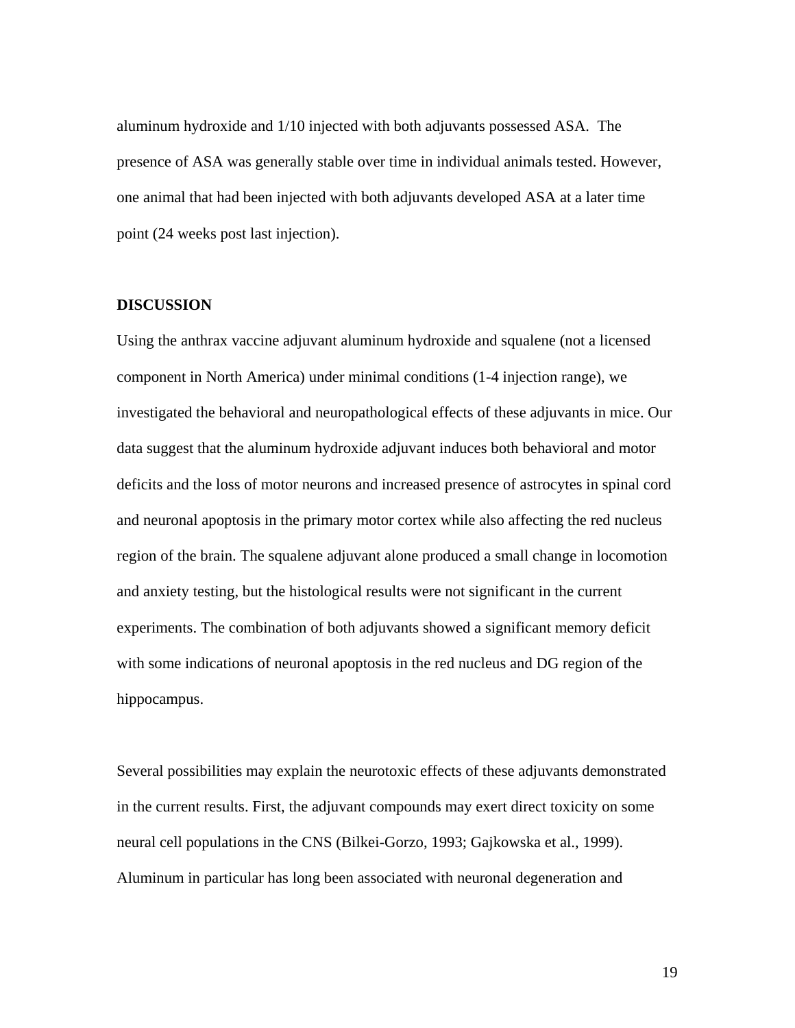aluminum hydroxide and 1/10 injected with both adjuvants possessed ASA. The presence of ASA was generally stable over time in individual animals tested. However, one animal that had been injected with both adjuvants developed ASA at a later time point (24 weeks post last injection).

## DISCUSSION

Using the anthrax vaccine adjuvant aluminum hydroxide and squalene (not a licensed component in North America) under minimal conditions (1-4 injection range), we investigated the behavioral and neuropathological effects of these adjuvants in mice. Our data suggest that the aluminum hydroxide adjuvant induces both behavioral and motor deficits and the loss of motor neurons and increased presence of astrocytes in spinal cord and neuronal apoptosis in the primary motor cortex while also affecting the red nucleus region of the brain. The squalene adjuvant alone produced a small change in locomotion and anxiety testing, but the histological results were not significant in the current experiments. The combination of both adjuvants showed a significant memory deficit with some indications of neuronal apoptosis in the red nucleus and DG region of the hippocampus.

Several possibilities may explain the neurotoxic effects of these adjuvants demonstrated in the current results. First, the adjuvant compounds may exert direct toxicity on some neural cell populations in the CNS (Bilkei-Gorzo, 1993; Gajkowska et al., 1999). Aluminum in particular has long been associated with neuronal degeneration and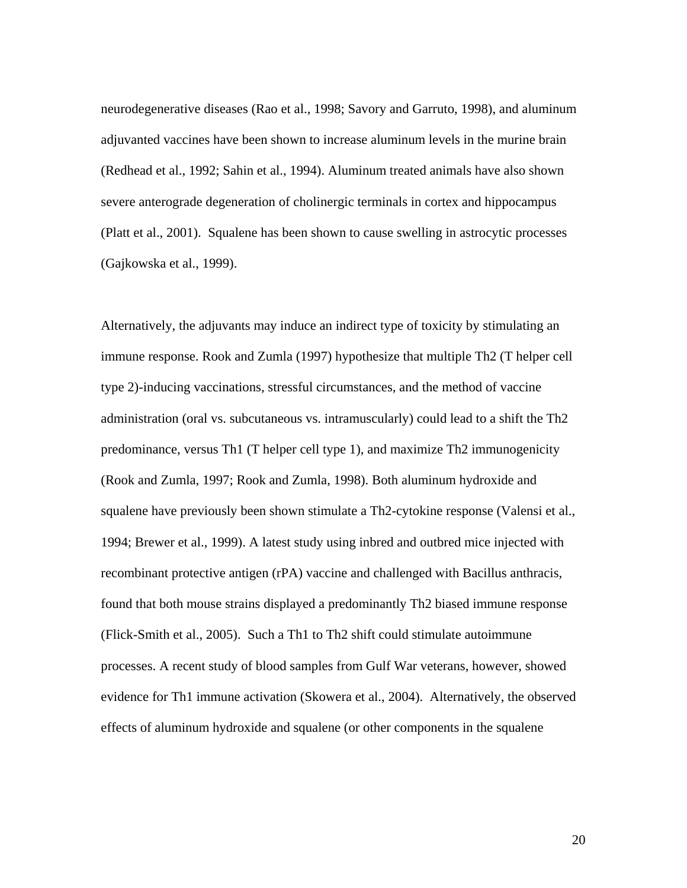neurodegenerative diseases (Rao et al., 1998; Savory and Garruto, 1998), and aluminum adjuvanted vaccines have been shown to increase aluminum levels in the murine brain (Redhead et al., 1992; Sahin et al., 1994). Aluminum treated animals have also shown severe anterograde degeneration of cholinergic terminals in cortex and hippocampus (Platt et al., 2001). Squalene has been shown to cause swelling in astrocytic processes (Gajkowska et al., 1999).

Alternatively, the adjuvants may induce an indirect type of toxicity by stimulating an immune response. Rook and Zumla (1997) hypothesize that multiple Th2 (T helper cell type 2)-inducing vaccinations, stressful circumstances, and the method of vaccine administration (oral vs. subcutaneous vs. intramuscularly) could lead to a shift the Th2 predominance, versus Th1 (T helper cell type 1), and maximize Th2 immunogenicity (Rook and Zumla, 1997; Rook and Zumla, 1998). Both aluminum hydroxide and squalene have previously been shown stimulate a Th2-cytokine response (Valensi et al., 1994; Brewer et al., 1999). A latest study using inbred and outbred mice injected with recombinant protective antigen (rPA) vaccine and challenged with Bacillus anthracis, found that both mouse strains displayed a predominantly Th2 biased immune response (Flick-Smith et al., 2005). Such a Th1 to Th2 shift could stimulate autoimmune processes. A recent study of blood samples from Gulf War veterans, however, showed evidence for Th1 immune activation (Skowera et al., 2004). Alternatively, the observed effects of aluminum hydroxide and squalene (or other components in the squalene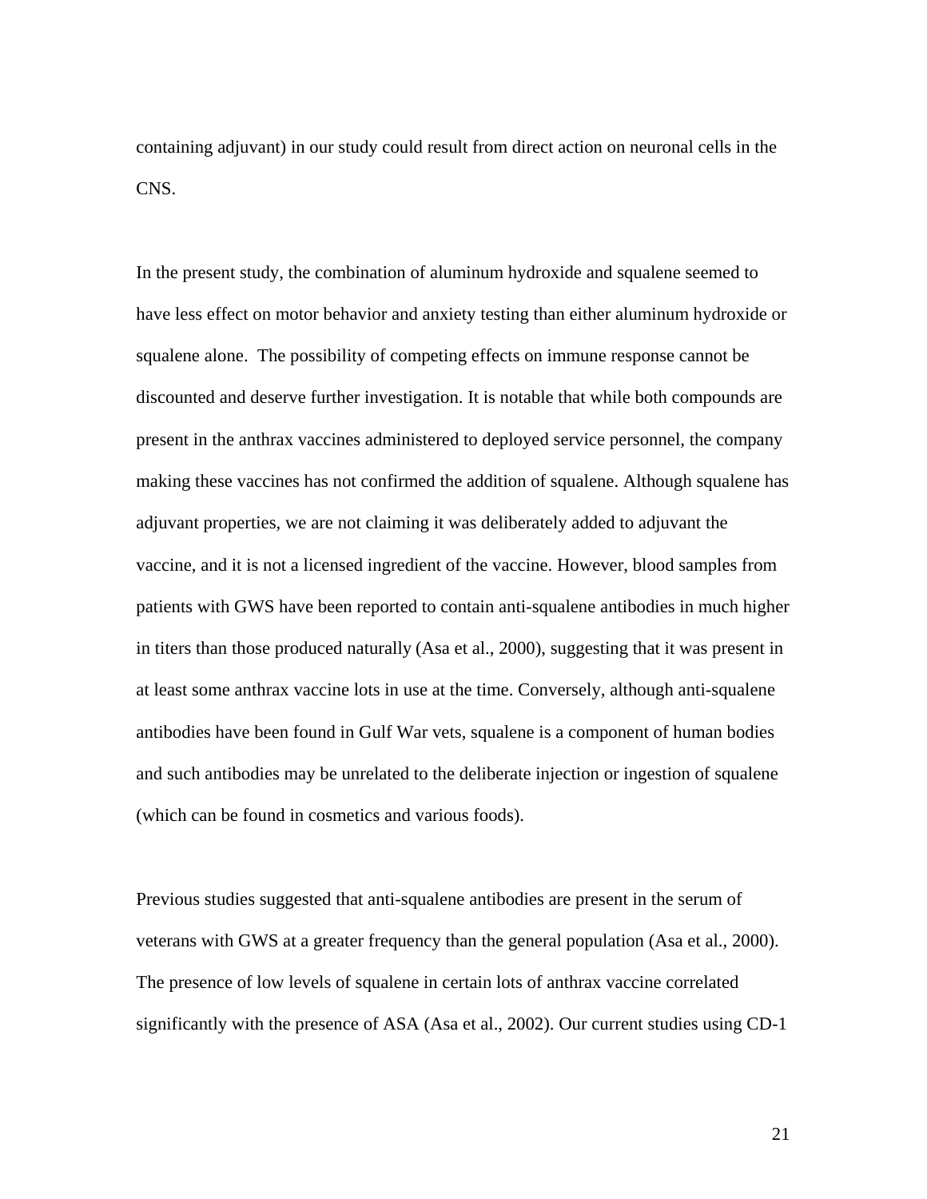containing adjuvant) in our study could result from direct action on neuronal cells in the CNS.

In the present study, the combination of aluminum hydroxide and squalene seemed to have less effect on motor behavior and anxiety testing than either aluminum hydroxide or squalene alone.  The possibility of competing effects on immune response cannot be discounted and deserve further investigation. It is notable that while both compounds are present in the anthrax vaccines administered to deployed service personnel, the company making these vaccines has not confirmed the addition of squalene. Although squalene has adjuvant properties, we are not claiming it was deliberately added to adjuvant the vaccine, and it is not a licensed ingredient of the vaccine. However, blood samples from patients with GWS have been reported to contain anti-squalene antibodies in much higher in titers than those produced naturally (Asa et al., 2000), suggesting that it was present in at least some anthrax vaccine lots in use at the time. Conversely, although anti-squalene antibodies have been found in Gulf War vets, squalene is a component of human bodies and such antibodies may be unrelated to the deliberate injection or ingestion of squalene (which can be found in cosmetics and various foods).

Previous studies suggested that anti-squalene antibodies are present in the serum of veterans with GWS at a greater frequency than the general population (Asa et al., 2000). The presence of low levels of squalene in certain lots of anthrax vaccine correlated significantly with the presence of ASA (Asa et al., 2002). Our current studies using CD-1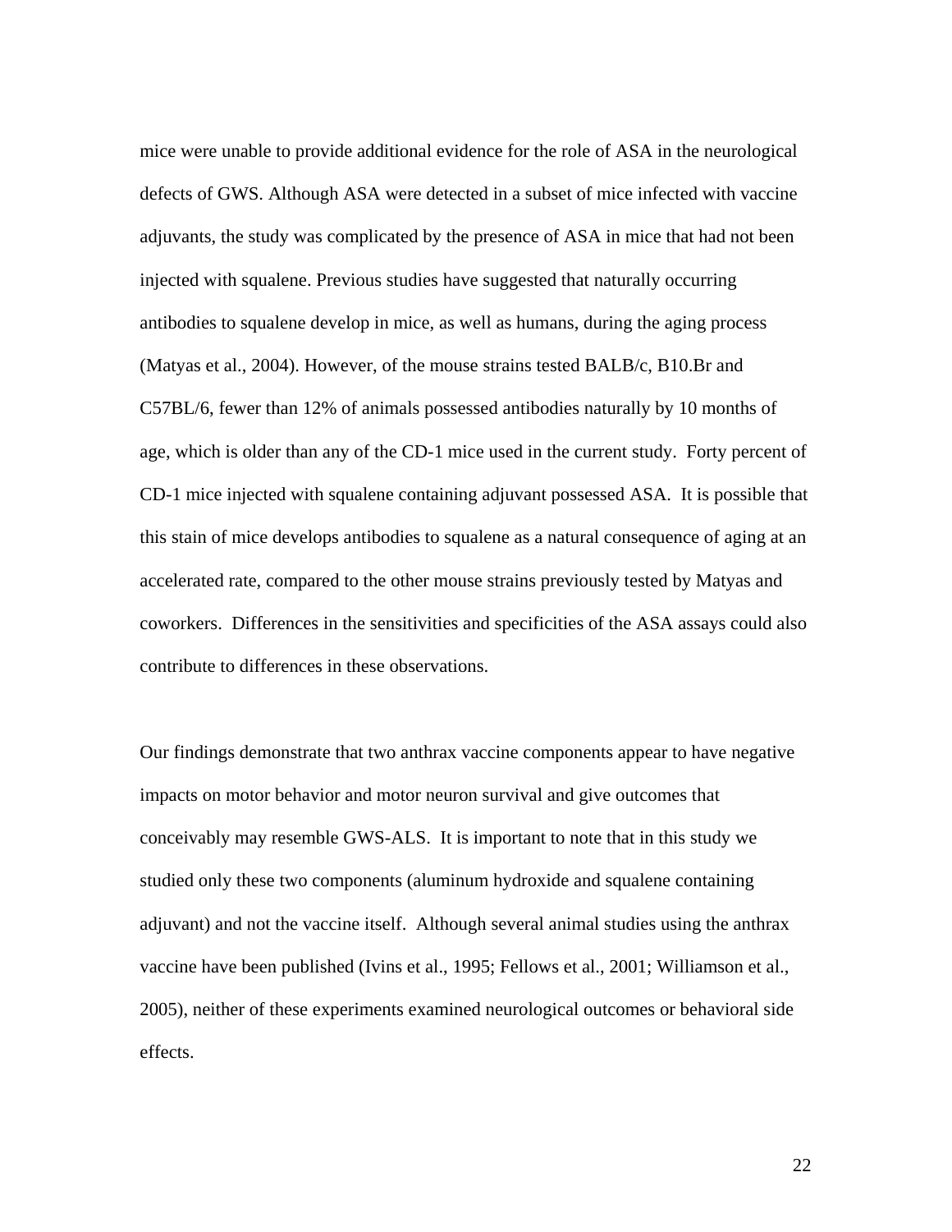mice were unable to provide additional evidence for the role of ASA in the neurological defects of GWS. Although ASA were detected in a subset of mice infected with vaccine adjuvants, the study was complicated by the presence of ASA in mice that had not been injected with squalene. Previous studies have suggested that naturally occurring antibodies to squalene develop in mice, as well as humans, during the aging process (Matyas et al., 2004). However, of the mouse strains tested BALB/c, B10.Br and C57BL/6, fewer than 12% of animals possessed antibodies naturally by 10 months of age, which is older than any of the CD-1 mice used in the current study. Forty percent of CD-1 mice injected with squalene containing adjuvant possessed ASA. It is possible that this stain of mice develops antibodies to squalene as a natural consequence of aging at an accelerated rate, compared to the other mouse strains previously tested by Matyas and coworkers. Differences in the sensitivities and specificities of the ASA assays could also contribute to differences in these observations.

Our findings demonstrate that two anthrax vaccine components appear to have negative impacts on motor behavior and motor neuron survival and give outcomes that conceivably may resemble GWS-ALS. It is important to note that in this study we studied only these two components (aluminum hydroxide and squalene containing adjuvant) and not the vaccine itself. Although several animal studies using the anthrax vaccine have been published (Ivins et al., 1995; Fellows et al., 2001; Williamson et al., 2005), neither of these experiments examined neurological outcomes or behavioral side effects.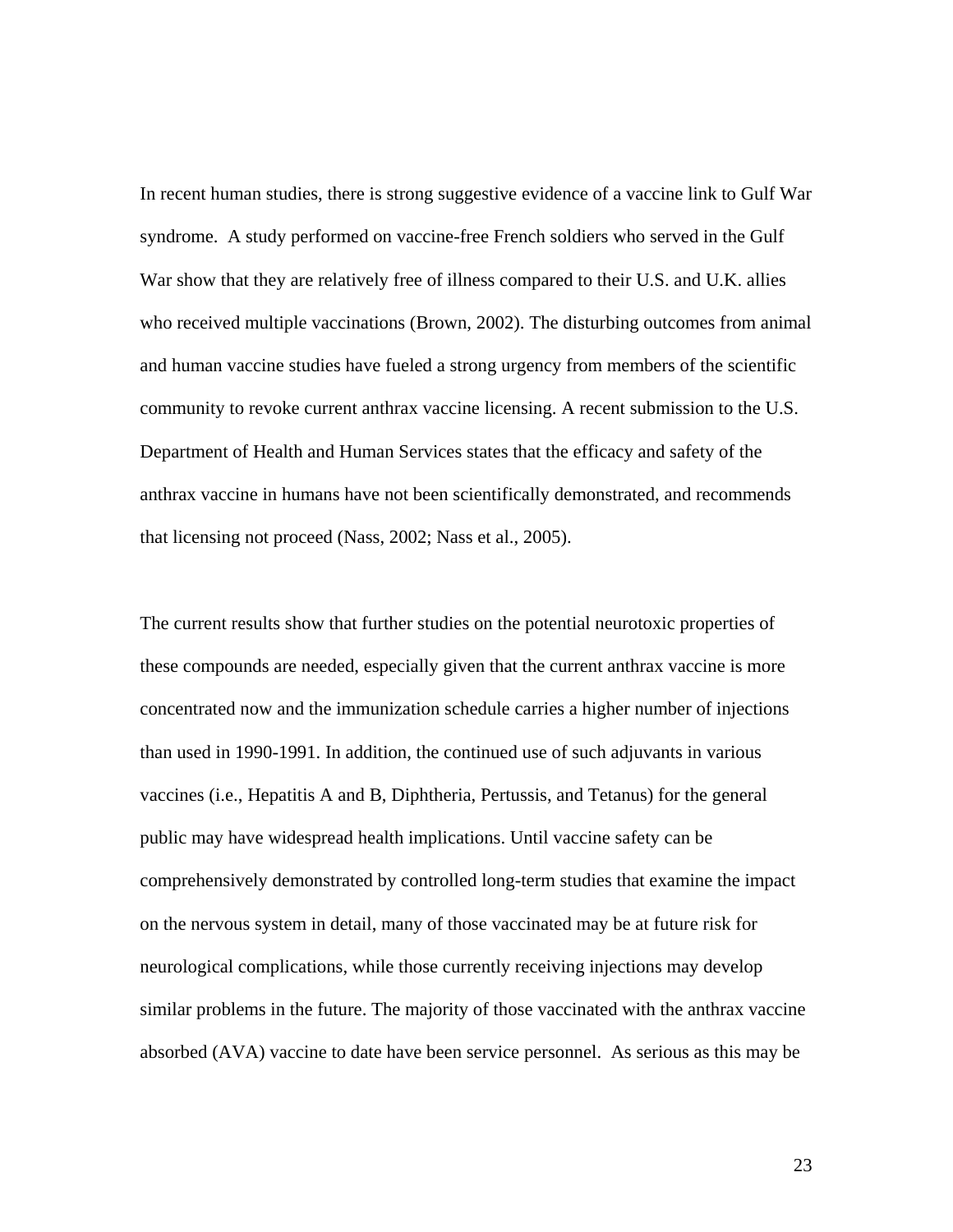In recent human studies, there is strong suggestive evidence of a vaccine link to Gulf War syndrome. A study performed on vaccine-free French soldiers who served in the Gulf War show that they are relatively free of illness compared to their U.S. and U.K. allies who received multiple vaccinations (Brown, 2002). The disturbing outcomes from animal and human vaccine studies have fueled a strong urgency from members of the scientific community to revoke current anthrax vaccine licensing. A recent submission to the U.S. Department of Health and Human Services states that the efficacy and safety of the anthrax vaccine in humans have not been scientifically demonstrated, and recommends that licensing not proceed (Nass, 2002; Nass et al., 2005).

The current results show that further studies on the potential neurotoxic properties of these compounds are needed, especially given that the current anthrax vaccine is more concentrated now and the immunization schedule carries a higher number of injections than used in 1990-1991. In addition, the continued use of such adjuvants in various vaccines (i.e., Hepatitis A and B, Diphtheria, Pertussis, and Tetanus) for the general public may have widespread health implications. Until vaccine safety can be comprehensively demonstrated by controlled long-term studies that examine the impact on the nervous system in detail, many of those vaccinated may be at future risk for neurological complications, while those currently receiving injections may develop similar problems in the future. The majority of those vaccinated with the anthrax vaccine absorbed (AVA) vaccine to date have been service personnel. As serious as this may be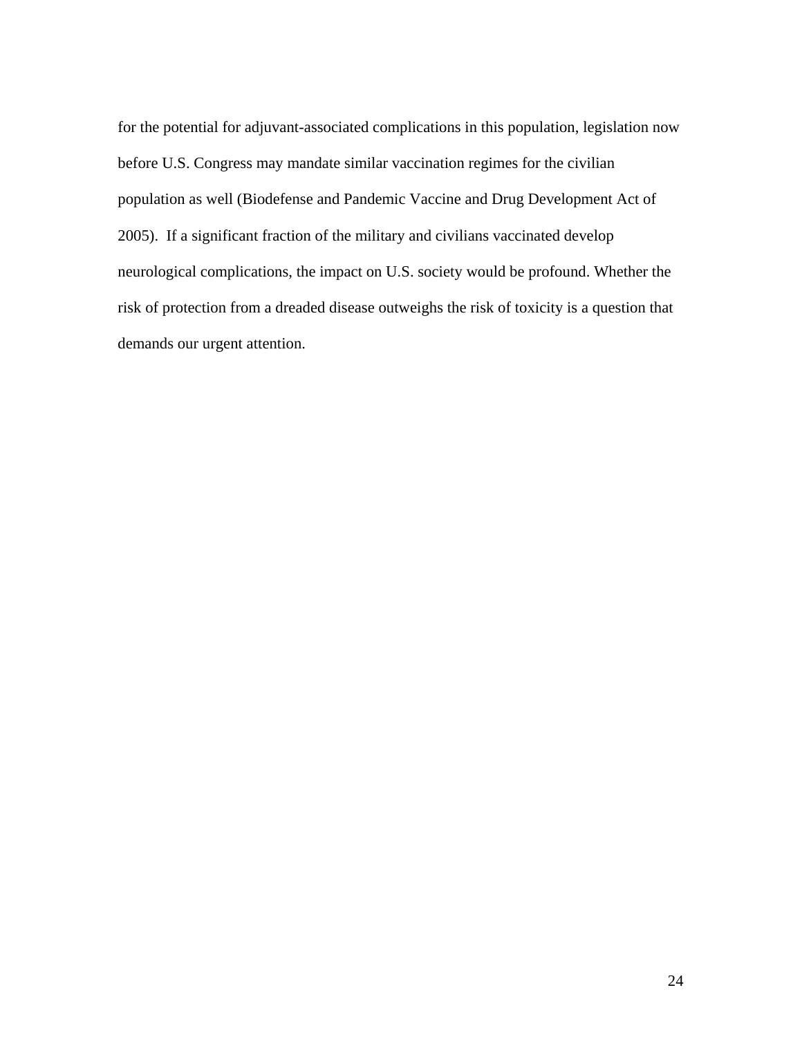for the potential for adjuvant-associated complications in this population, legislation now before U.S. Congress may mandate similar vaccination regimes for the civilian population as well (Biodefense and Pandemic Vaccine and Drug Development Act of 2005). If a significant fraction of the military and civilians vaccinated develop neurological complications, the impact on U.S. society would be profound. Whether the risk of protection from a dreaded disease outweighs the risk of toxicity is a question that demands our urgent attention.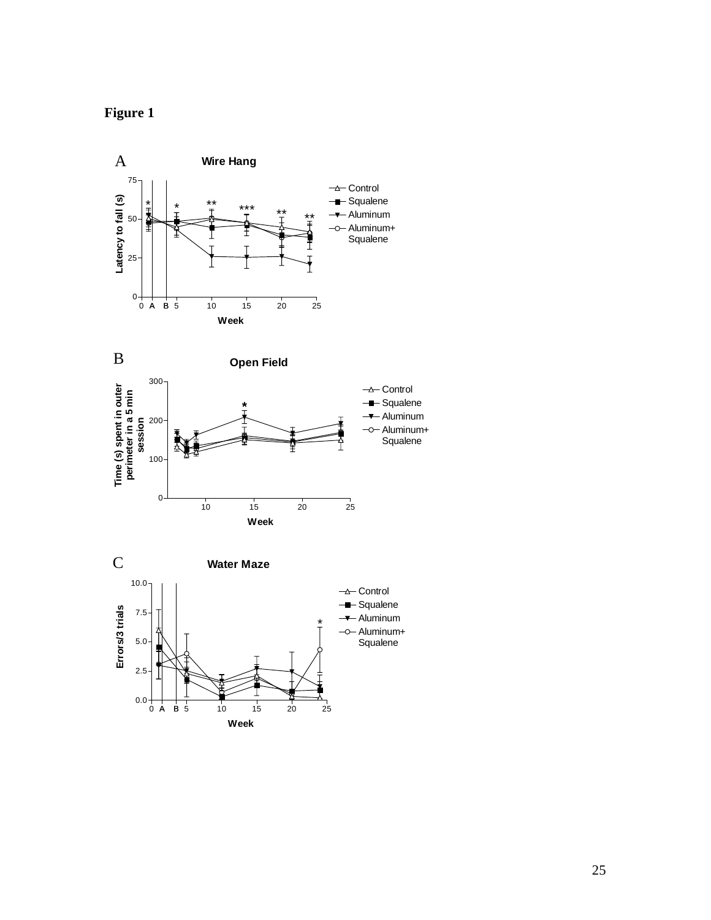**Figure 1**

A **Wire Hang**

B **Open Field**

C **Water Maze**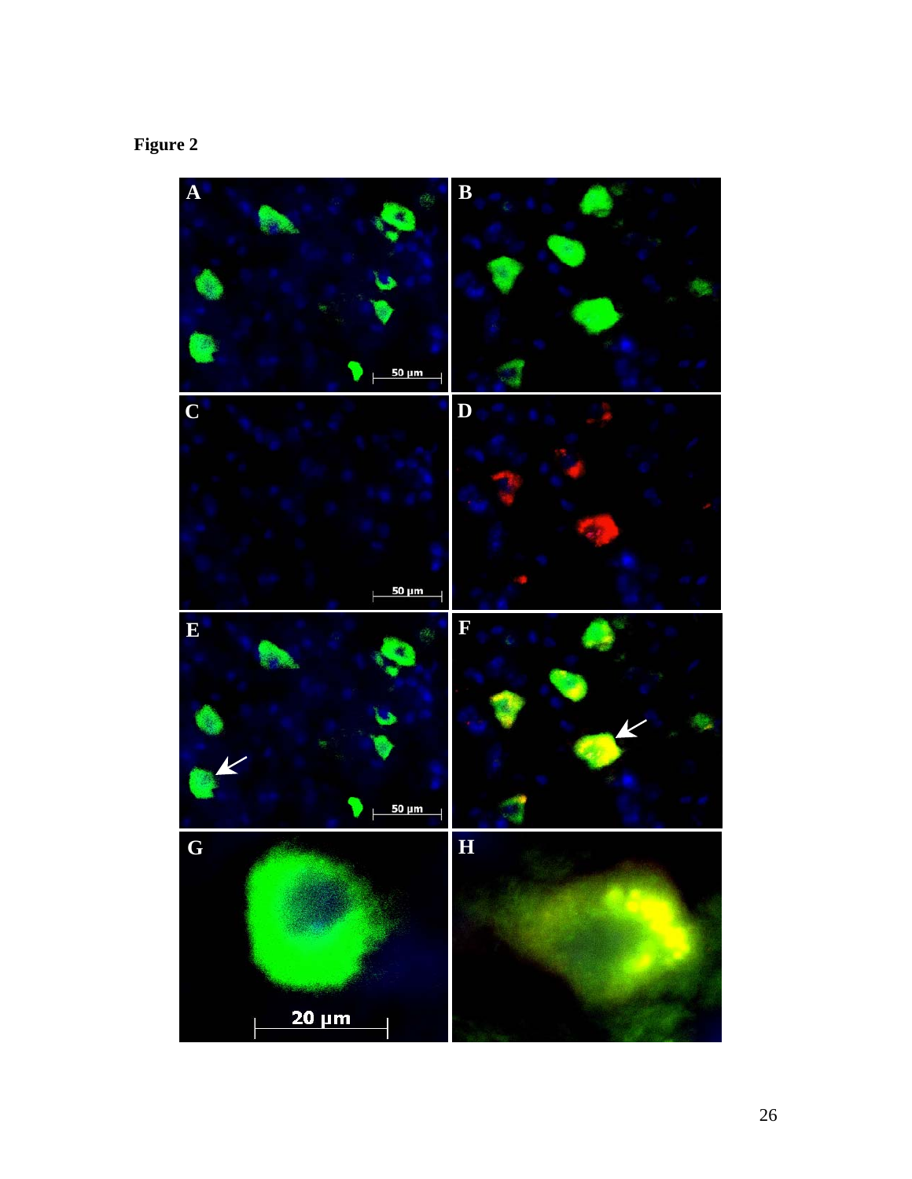Figure 2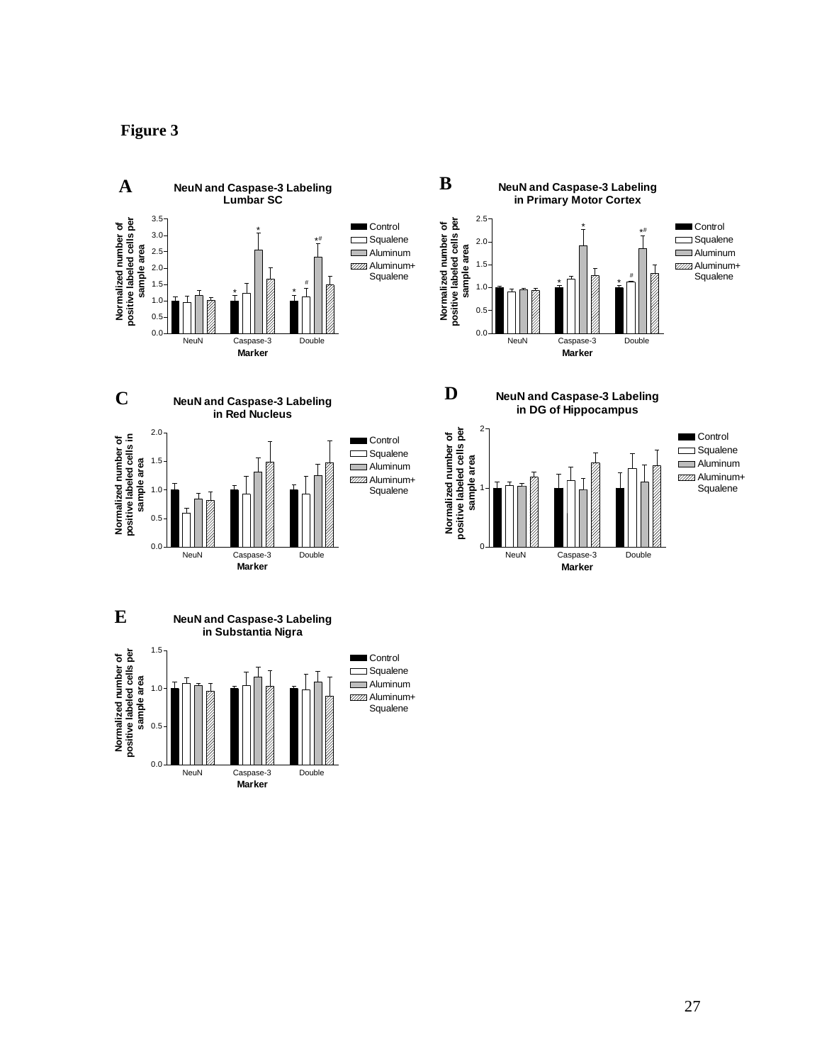**Figure 3**

**A**

**NeuN and Caspase-3 Labeling Lumbar SC**

**B**

**NeuN and Caspase-3 Labeling in Primary Motor Cortex**

**C**

**NeuN and Caspase-3 Labeling in Red Nucleus**

**D**

**NeuN and Caspase-3 Labeling in DG of Hippocampus**

**E**

**NeuN and Caspase-3 Labeling in Substantia Nigra**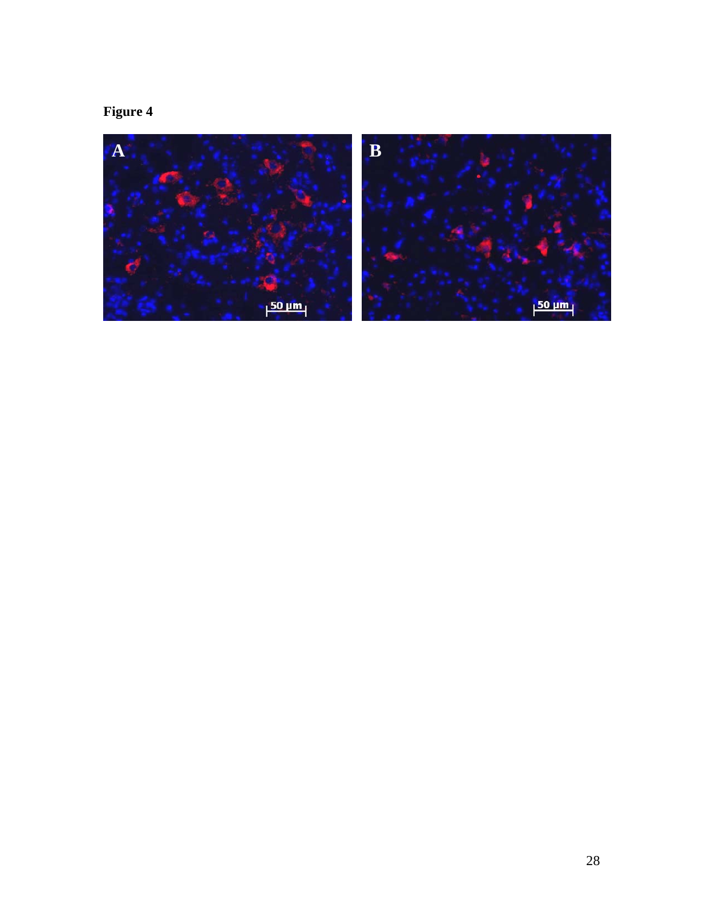**Figure 4**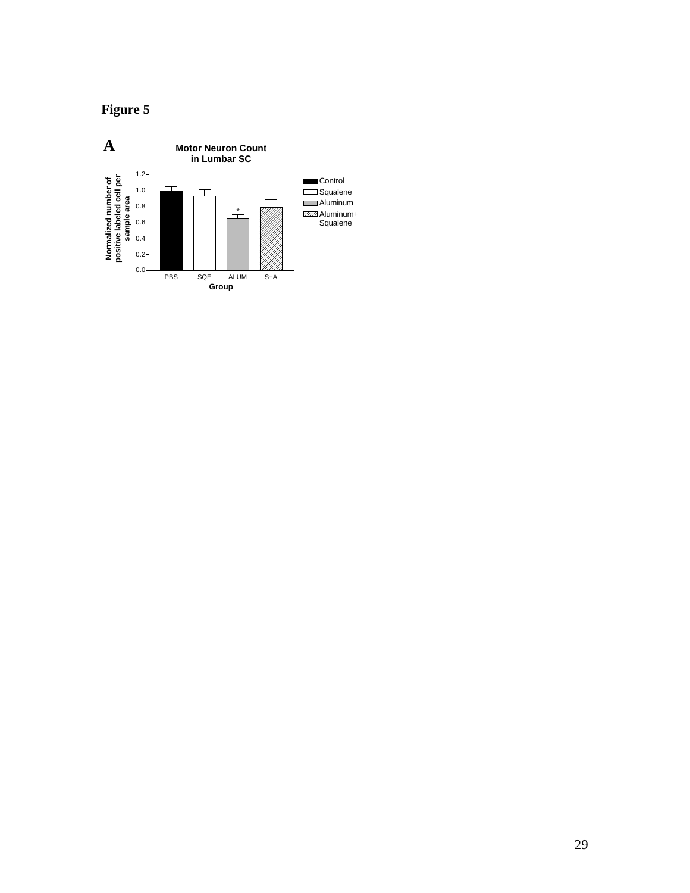# Figure 5

**A**

**Motor Neuron Count in Lumbar SC**

**Normalized number of positive labeled cell per sample area**

1.2
1.0
0.8
0.6
0.4
0.2
0.0

PBS SQE ALUM S+A

*

**Group**

Control
Squalene
Aluminum
Aluminum+ Squalene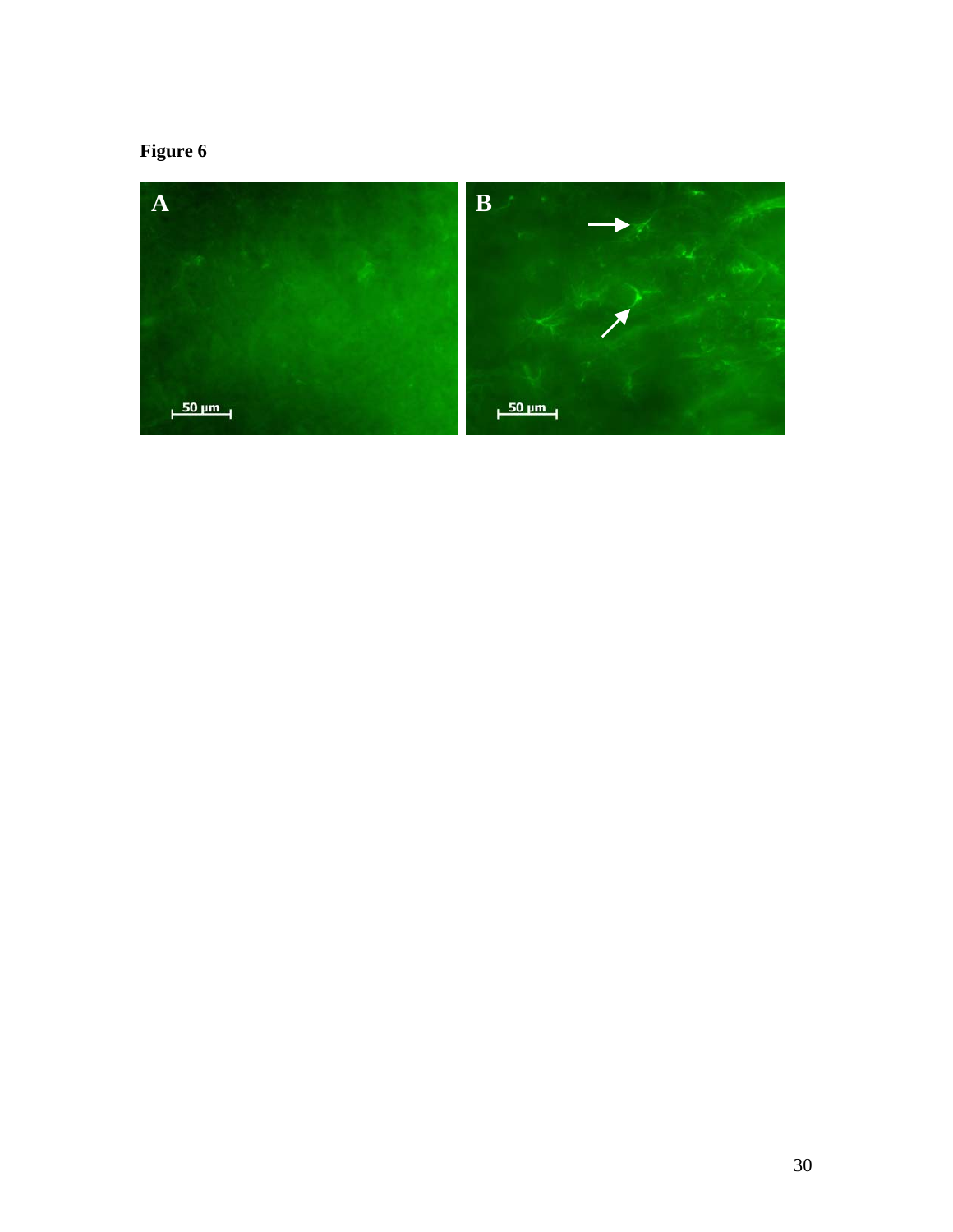**Figure 6**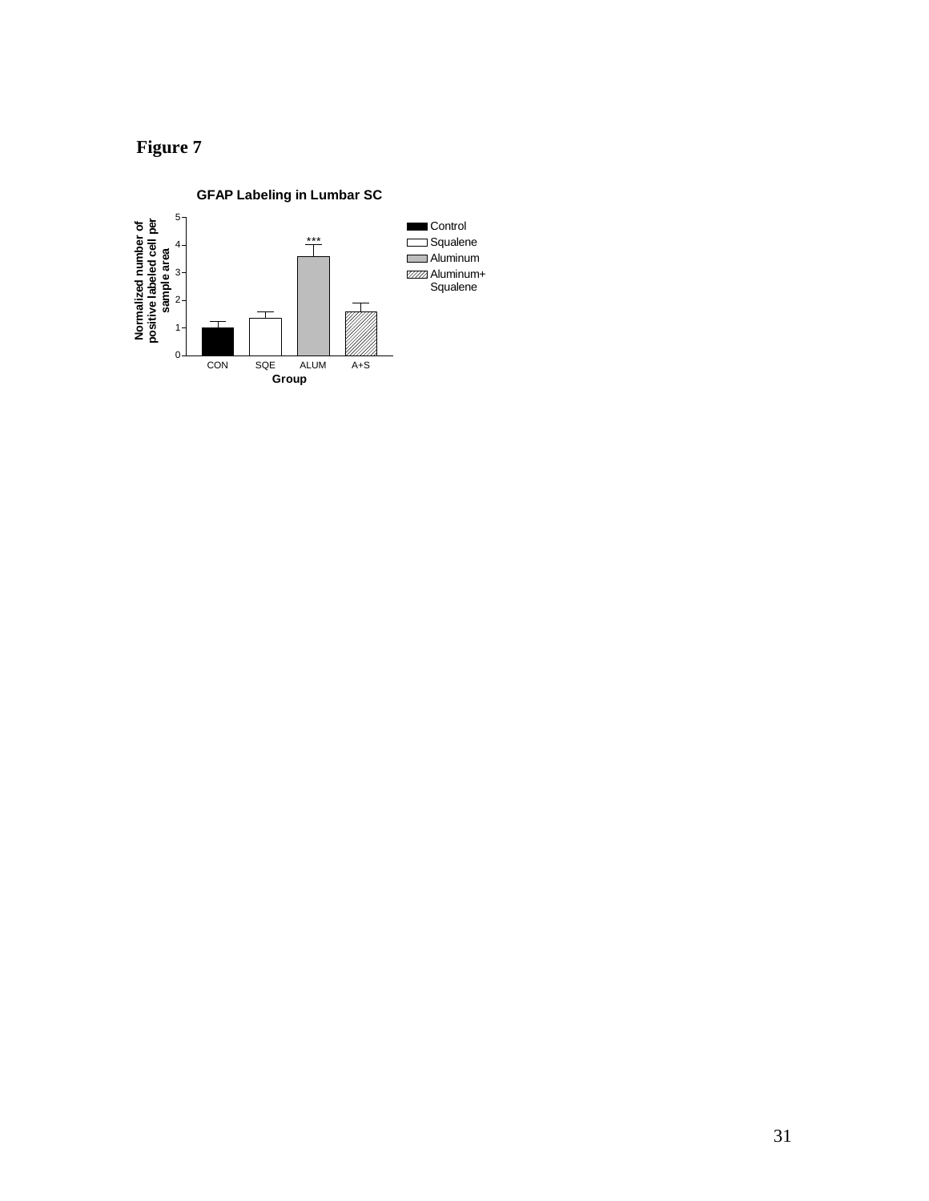**Figure 7**

GFAP Labeling in Lumbar SC

Normalized number of positive labeled cell per sample area

| Group | Legend |
|---|---|
| CON | Control |
| SQE | Squalene |
| ALUM | Aluminum (***) |
| A+S | Aluminum+ Squalene |

Group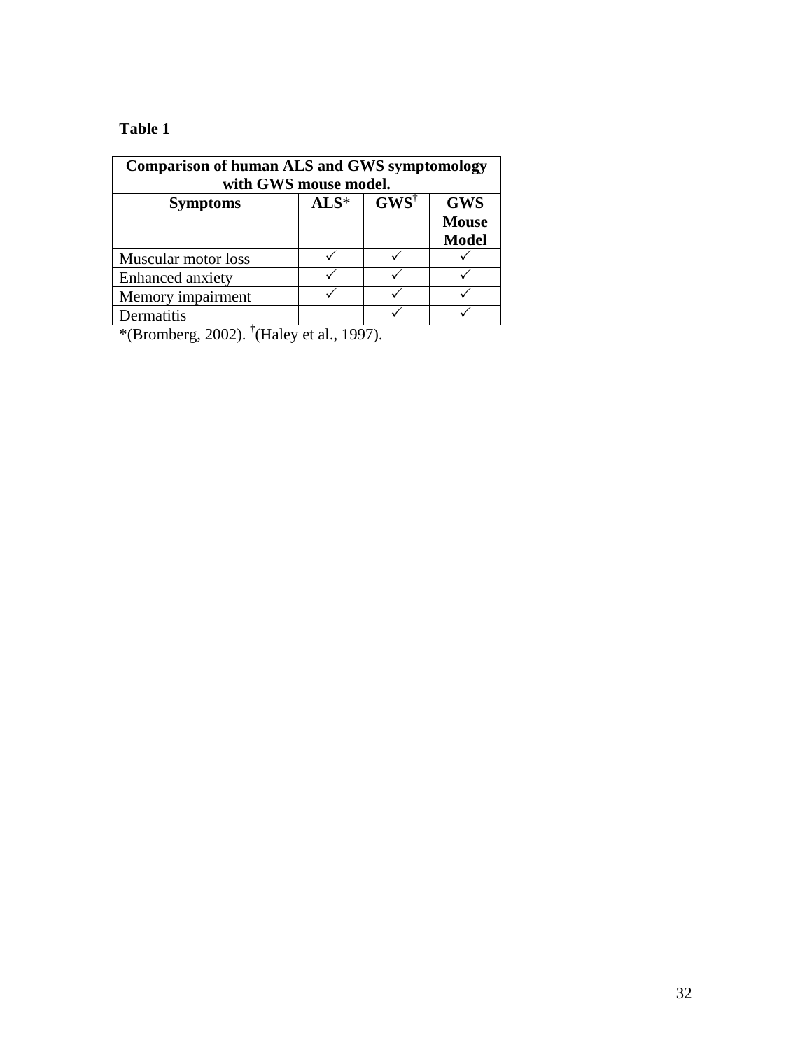**Table 1**

| Comparison of human ALS and GWS symptomology with GWS mouse model. | | | |
|---|---|---|---|
| **Symptoms** | **ALS*** | **GWS**[†] | **GWS Mouse Model** |
| Muscular motor loss | ✓ | ✓ | ✓ |
| Enhanced anxiety | ✓ | ✓ | ✓ |
| Memory impairment | ✓ | ✓ | ✓ |
| Dermatitis | | ✓ | ✓ |

*(Bromberg, 2002). [†](Haley et al., 1997).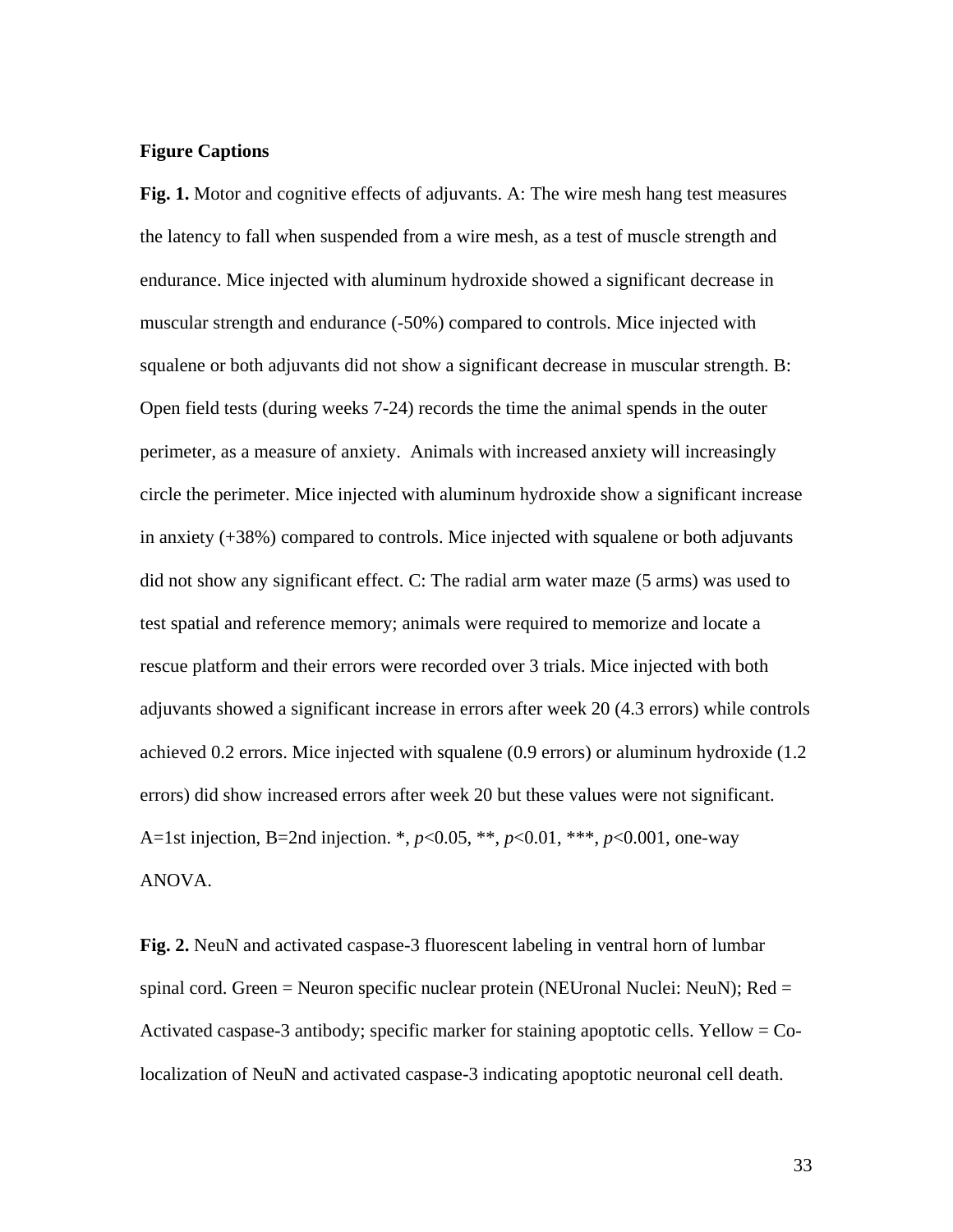**Figure Captions**

**Fig. 1.** Motor and cognitive effects of adjuvants. A: The wire mesh hang test measures the latency to fall when suspended from a wire mesh, as a test of muscle strength and endurance. Mice injected with aluminum hydroxide showed a significant decrease in muscular strength and endurance (-50%) compared to controls. Mice injected with squalene or both adjuvants did not show a significant decrease in muscular strength. B: Open field tests (during weeks 7-24) records the time the animal spends in the outer perimeter, as a measure of anxiety. Animals with increased anxiety will increasingly circle the perimeter. Mice injected with aluminum hydroxide show a significant increase in anxiety (+38%) compared to controls. Mice injected with squalene or both adjuvants did not show any significant effect. C: The radial arm water maze (5 arms) was used to test spatial and reference memory; animals were required to memorize and locate a rescue platform and their errors were recorded over 3 trials. Mice injected with both adjuvants showed a significant increase in errors after week 20 (4.3 errors) while controls achieved 0.2 errors. Mice injected with squalene (0.9 errors) or aluminum hydroxide (1.2 errors) did show increased errors after week 20 but these values were not significant. A=1st injection, B=2nd injection. *, $p<0.05$, **, $p<0.01$, ***, $p<0.001$, one-way ANOVA.

**Fig. 2.** NeuN and activated caspase-3 fluorescent labeling in ventral horn of lumbar spinal cord. Green = Neuron specific nuclear protein (NEUronal Nuclei: NeuN); Red = Activated caspase-3 antibody; specific marker for staining apoptotic cells. Yellow = Co-localization of NeuN and activated caspase-3 indicating apoptotic neuronal cell death.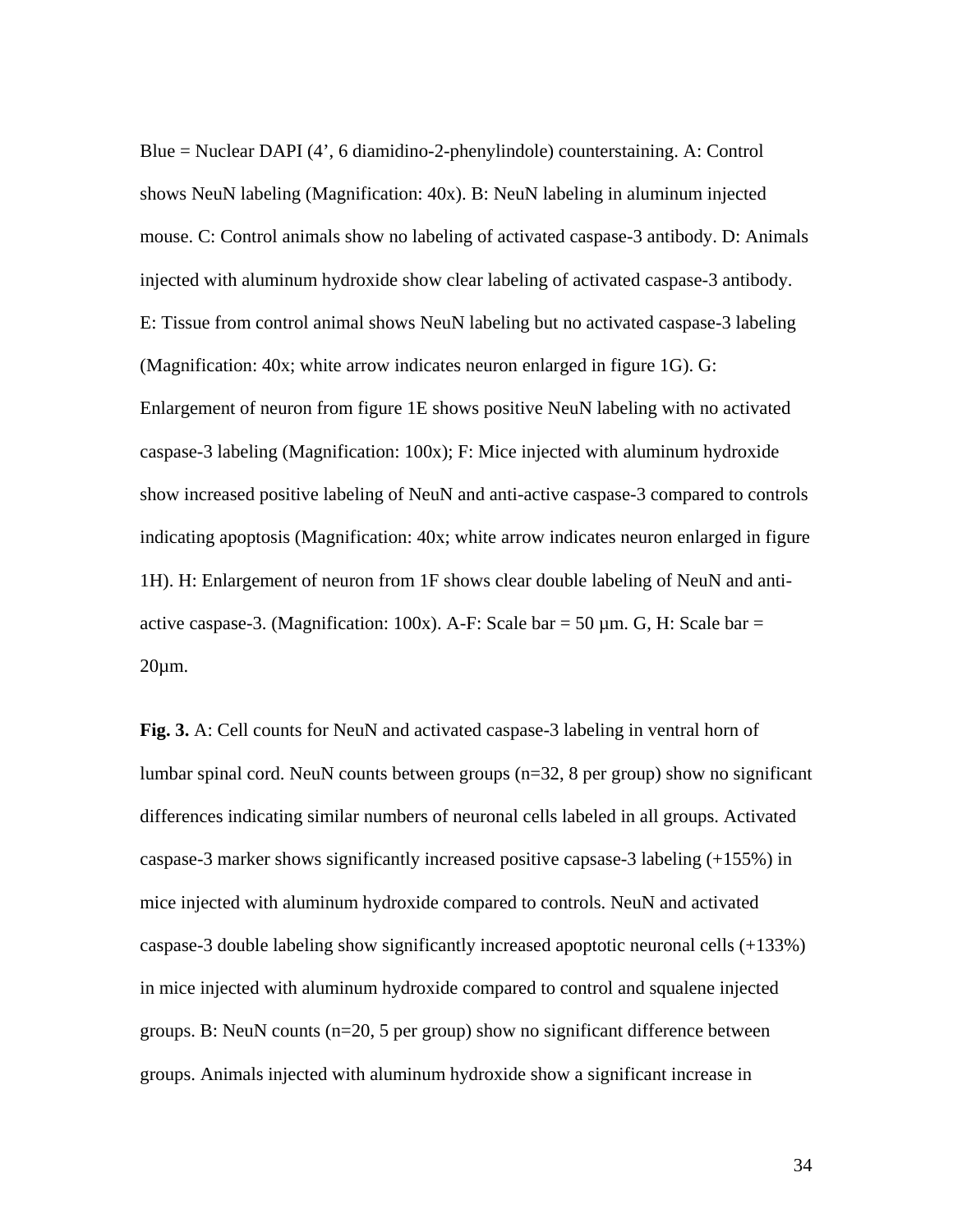Blue = Nuclear DAPI (4', 6 diamidino-2-phenylindole) counterstaining. A: Control shows NeuN labeling (Magnification: 40x). B: NeuN labeling in aluminum injected mouse. C: Control animals show no labeling of activated caspase-3 antibody. D: Animals injected with aluminum hydroxide show clear labeling of activated caspase-3 antibody. E: Tissue from control animal shows NeuN labeling but no activated caspase-3 labeling (Magnification: 40x; white arrow indicates neuron enlarged in figure 1G). G: Enlargement of neuron from figure 1E shows positive NeuN labeling with no activated caspase-3 labeling (Magnification: 100x); F: Mice injected with aluminum hydroxide show increased positive labeling of NeuN and anti-active caspase-3 compared to controls indicating apoptosis (Magnification: 40x; white arrow indicates neuron enlarged in figure 1H). H: Enlargement of neuron from 1F shows clear double labeling of NeuN and anti-active caspase-3. (Magnification: 100x). A-F: Scale bar = 50 μm. G, H: Scale bar = 20μm.

**Fig. 3.** A: Cell counts for NeuN and activated caspase-3 labeling in ventral horn of lumbar spinal cord. NeuN counts between groups (n=32, 8 per group) show no significant differences indicating similar numbers of neuronal cells labeled in all groups. Activated caspase-3 marker shows significantly increased positive capsase-3 labeling (+155%) in mice injected with aluminum hydroxide compared to controls. NeuN and activated caspase-3 double labeling show significantly increased apoptotic neuronal cells (+133%) in mice injected with aluminum hydroxide compared to control and squalene injected groups. B: NeuN counts (n=20, 5 per group) show no significant difference between groups. Animals injected with aluminum hydroxide show a significant increase in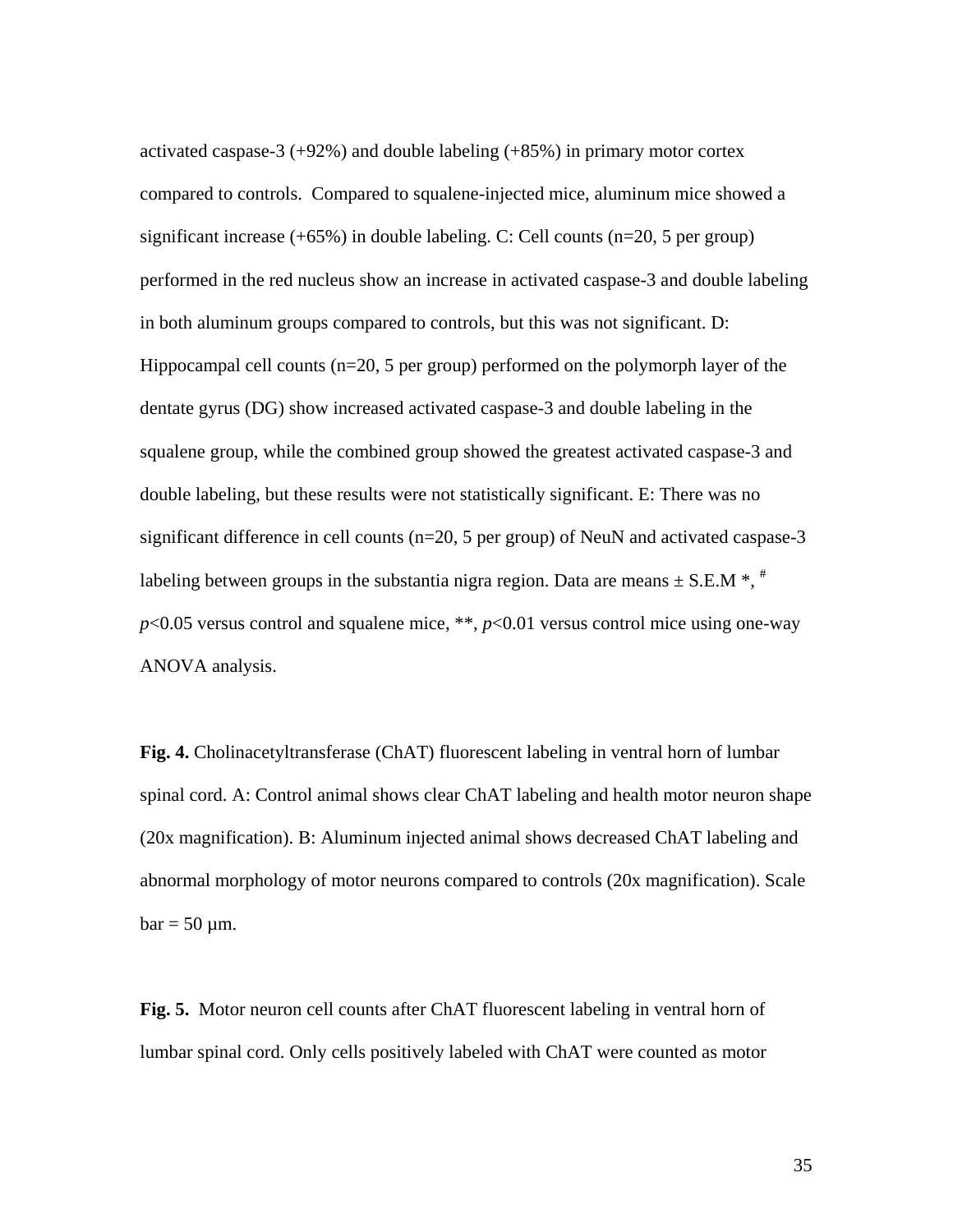activated caspase-3 (+92%) and double labeling (+85%) in primary motor cortex compared to controls. Compared to squalene-injected mice, aluminum mice showed a significant increase (+65%) in double labeling. C: Cell counts (n=20, 5 per group) performed in the red nucleus show an increase in activated caspase-3 and double labeling in both aluminum groups compared to controls, but this was not significant. D: Hippocampal cell counts (n=20, 5 per group) performed on the polymorph layer of the dentate gyrus (DG) show increased activated caspase-3 and double labeling in the squalene group, while the combined group showed the greatest activated caspase-3 and double labeling, but these results were not statistically significant. E: There was no significant difference in cell counts (n=20, 5 per group) of NeuN and activated caspase-3 labeling between groups in the substantia nigra region. Data are means ± S.E.M *, # *p*<0.05 versus control and squalene mice, **, *p*<0.01 versus control mice using one-way ANOVA analysis.

**Fig. 4.** Cholinacetyltransferase (ChAT) fluorescent labeling in ventral horn of lumbar spinal cord. A: Control animal shows clear ChAT labeling and health motor neuron shape (20x magnification). B: Aluminum injected animal shows decreased ChAT labeling and abnormal morphology of motor neurons compared to controls (20x magnification). Scale bar = 50 µm.

**Fig. 5.** Motor neuron cell counts after ChAT fluorescent labeling in ventral horn of lumbar spinal cord. Only cells positively labeled with ChAT were counted as motor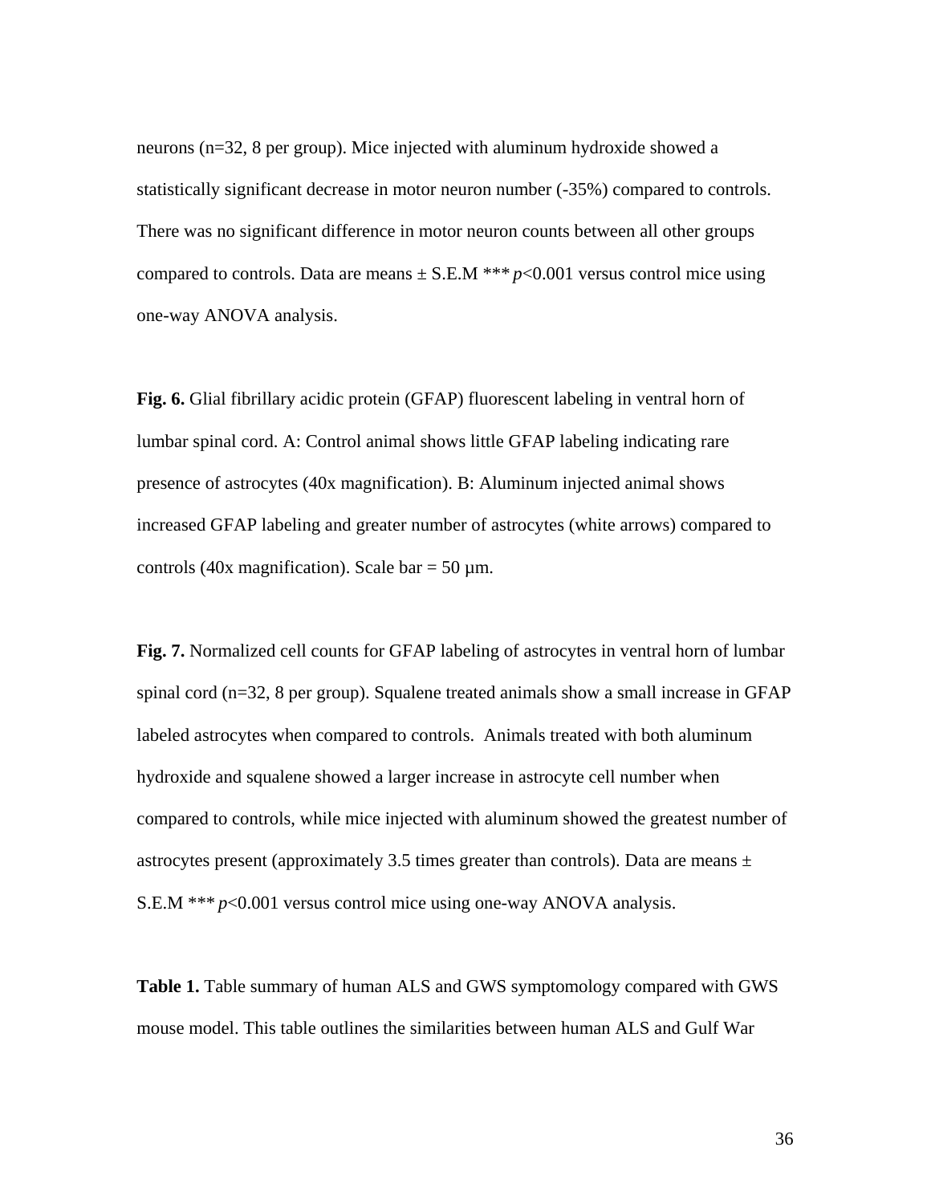neurons (n=32, 8 per group). Mice injected with aluminum hydroxide showed a statistically significant decrease in motor neuron number (-35%) compared to controls. There was no significant difference in motor neuron counts between all other groups compared to controls. Data are means ± S.E.M *** $p$<0.001 versus control mice using one-way ANOVA analysis.

**Fig. 6.** Glial fibrillary acidic protein (GFAP) fluorescent labeling in ventral horn of lumbar spinal cord. A: Control animal shows little GFAP labeling indicating rare presence of astrocytes (40x magnification). B: Aluminum injected animal shows increased GFAP labeling and greater number of astrocytes (white arrows) compared to controls (40x magnification). Scale bar = 50 µm.

**Fig. 7.** Normalized cell counts for GFAP labeling of astrocytes in ventral horn of lumbar spinal cord (n=32, 8 per group). Squalene treated animals show a small increase in GFAP labeled astrocytes when compared to controls. Animals treated with both aluminum hydroxide and squalene showed a larger increase in astrocyte cell number when compared to controls, while mice injected with aluminum showed the greatest number of astrocytes present (approximately 3.5 times greater than controls). Data are means ± S.E.M *** $p$<0.001 versus control mice using one-way ANOVA analysis.

**Table 1.** Table summary of human ALS and GWS symptomology compared with GWS mouse model. This table outlines the similarities between human ALS and Gulf War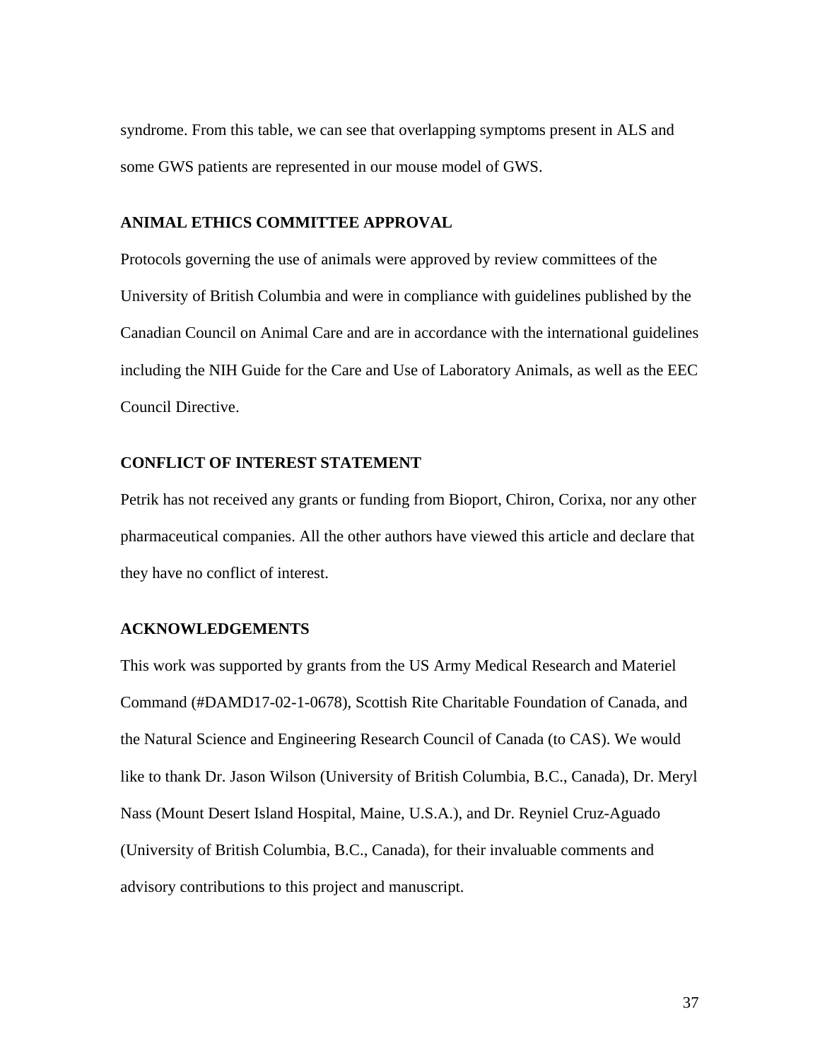syndrome. From this table, we can see that overlapping symptoms present in ALS and some GWS patients are represented in our mouse model of GWS.

## ANIMAL ETHICS COMMITTEE APPROVAL

Protocols governing the use of animals were approved by review committees of the University of British Columbia and were in compliance with guidelines published by the Canadian Council on Animal Care and are in accordance with the international guidelines including the NIH Guide for the Care and Use of Laboratory Animals, as well as the EEC Council Directive.

## CONFLICT OF INTEREST STATEMENT

Petrik has not received any grants or funding from Bioport, Chiron, Corixa, nor any other pharmaceutical companies. All the other authors have viewed this article and declare that they have no conflict of interest.

## ACKNOWLEDGEMENTS

This work was supported by grants from the US Army Medical Research and Materiel Command (#DAMD17-02-1-0678), Scottish Rite Charitable Foundation of Canada, and the Natural Science and Engineering Research Council of Canada (to CAS). We would like to thank Dr. Jason Wilson (University of British Columbia, B.C., Canada), Dr. Meryl Nass (Mount Desert Island Hospital, Maine, U.S.A.), and Dr. Reyniel Cruz-Aguado (University of British Columbia, B.C., Canada), for their invaluable comments and advisory contributions to this project and manuscript.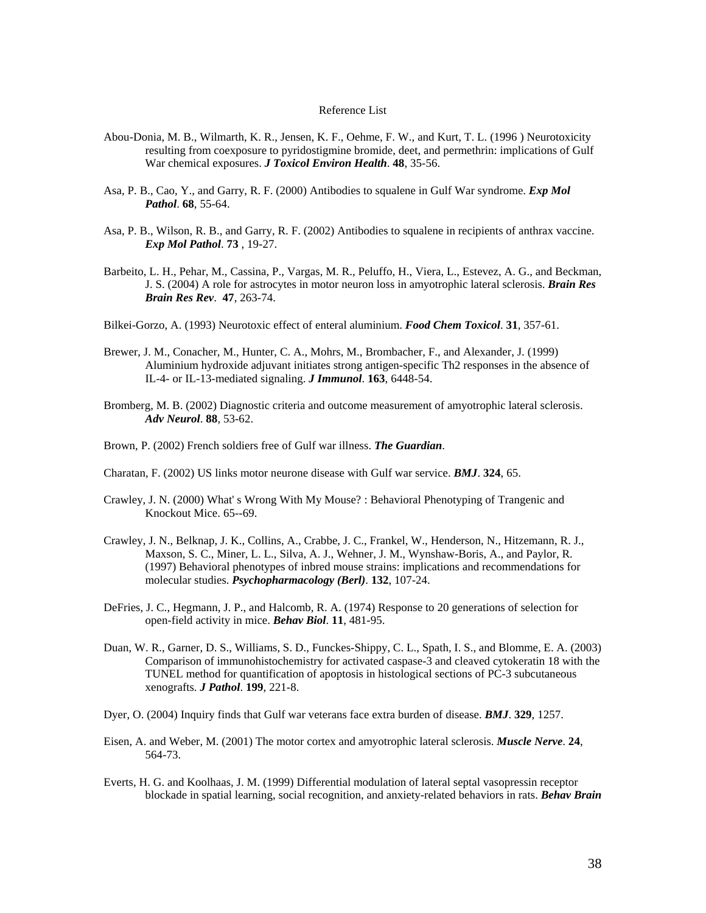# Reference List

Abou-Donia, M. B., Wilmarth, K. R., Jensen, K. F., Oehme, F. W., and Kurt, T. L. (1996 ) Neurotoxicity resulting from coexposure to pyridostigmine bromide, deet, and permethrin: implications of Gulf War chemical exposures. ***J Toxicol Environ Health***. **48**, 35-56.

Asa, P. B., Cao, Y., and Garry, R. F. (2000) Antibodies to squalene in Gulf War syndrome. ***Exp Mol Pathol***. **68**, 55-64.

Asa, P. B., Wilson, R. B., and Garry, R. F. (2002) Antibodies to squalene in recipients of anthrax vaccine. ***Exp Mol Pathol***. **73** , 19-27.

Barbeito, L. H., Pehar, M., Cassina, P., Vargas, M. R., Peluffo, H., Viera, L., Estevez, A. G., and Beckman, J. S. (2004) A role for astrocytes in motor neuron loss in amyotrophic lateral sclerosis. ***Brain Res Brain Res Rev***. **47**, 263-74.

Bilkei-Gorzo, A. (1993) Neurotoxic effect of enteral aluminium. ***Food Chem Toxicol***. **31**, 357-61.

Brewer, J. M., Conacher, M., Hunter, C. A., Mohrs, M., Brombacher, F., and Alexander, J. (1999) Aluminium hydroxide adjuvant initiates strong antigen-specific Th2 responses in the absence of IL-4- or IL-13-mediated signaling. ***J Immunol***. **163**, 6448-54.

Bromberg, M. B. (2002) Diagnostic criteria and outcome measurement of amyotrophic lateral sclerosis. ***Adv Neurol***. **88**, 53-62.

Brown, P. (2002) French soldiers free of Gulf war illness. ***The Guardian***.

Charatan, F. (2002) US links motor neurone disease with Gulf war service. ***BMJ***. **324**, 65.

Crawley, J. N. (2000) What' s Wrong With My Mouse? : Behavioral Phenotyping of Trangenic and Knockout Mice. 65--69.

Crawley, J. N., Belknap, J. K., Collins, A., Crabbe, J. C., Frankel, W., Henderson, N., Hitzemann, R. J., Maxson, S. C., Miner, L. L., Silva, A. J., Wehner, J. M., Wynshaw-Boris, A., and Paylor, R. (1997) Behavioral phenotypes of inbred mouse strains: implications and recommendations for molecular studies. ***Psychopharmacology (Berl)***. **132**, 107-24.

DeFries, J. C., Hegmann, J. P., and Halcomb, R. A. (1974) Response to 20 generations of selection for open-field activity in mice. ***Behav Biol***. **11**, 481-95.

Duan, W. R., Garner, D. S., Williams, S. D., Funckes-Shippy, C. L., Spath, I. S., and Blomme, E. A. (2003) Comparison of immunohistochemistry for activated caspase-3 and cleaved cytokeratin 18 with the TUNEL method for quantification of apoptosis in histological sections of PC-3 subcutaneous xenografts. ***J Pathol***. **199**, 221-8.

Dyer, O. (2004) Inquiry finds that Gulf war veterans face extra burden of disease. ***BMJ***. **329**, 1257.

Eisen, A. and Weber, M. (2001) The motor cortex and amyotrophic lateral sclerosis. ***Muscle Nerve***. **24**, 564-73.

Everts, H. G. and Koolhaas, J. M. (1999) Differential modulation of lateral septal vasopressin receptor blockade in spatial learning, social recognition, and anxiety-related behaviors in rats. ***Behav Brain***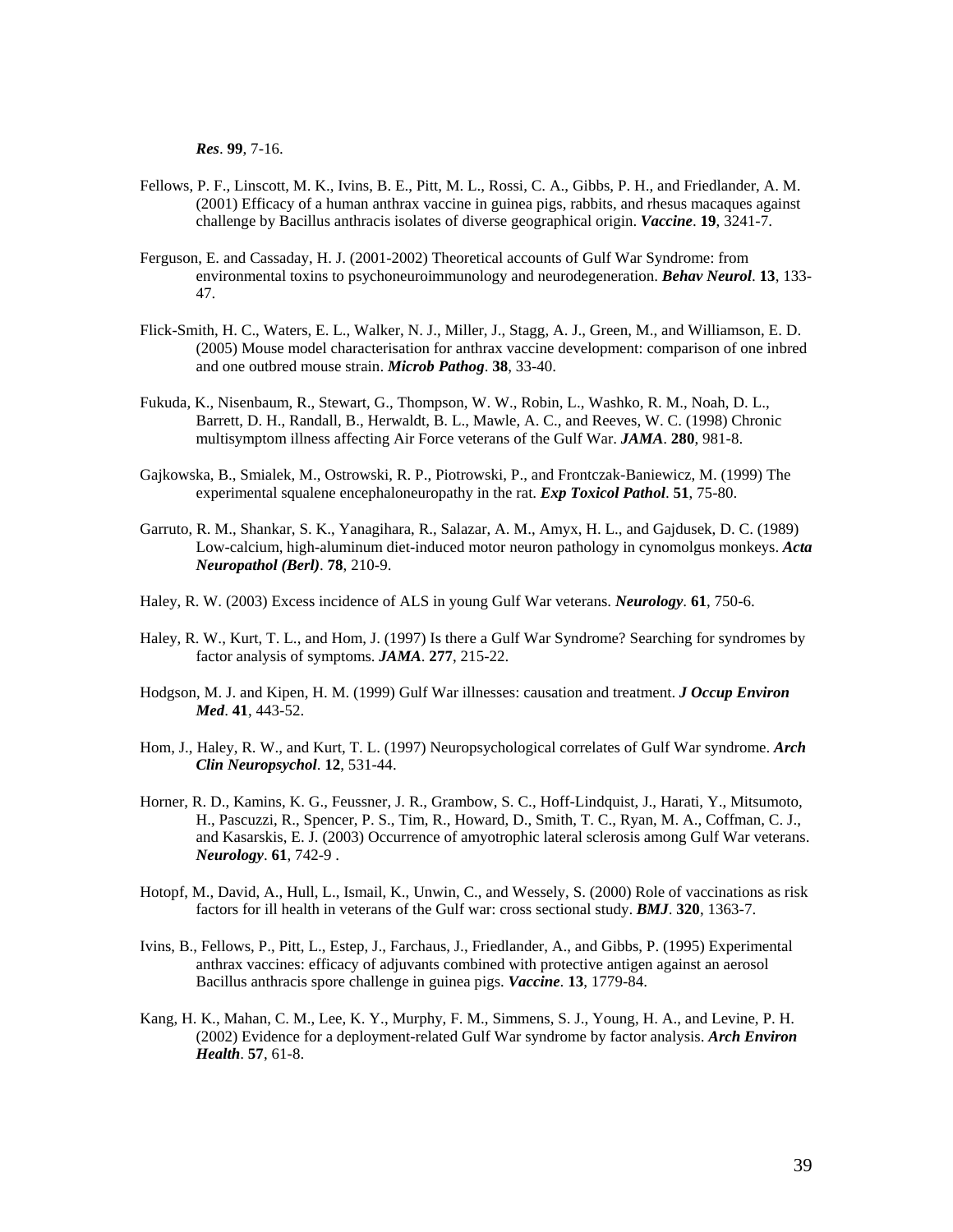*Res*. **99**, 7-16.

Fellows, P. F., Linscott, M. K., Ivins, B. E., Pitt, M. L., Rossi, C. A., Gibbs, P. H., and Friedlander, A. M. (2001) Efficacy of a human anthrax vaccine in guinea pigs, rabbits, and rhesus macaques against challenge by Bacillus anthracis isolates of diverse geographical origin. ***Vaccine***. **19**, 3241-7.

Ferguson, E. and Cassaday, H. J. (2001-2002) Theoretical accounts of Gulf War Syndrome: from environmental toxins to psychoneuroimmunology and neurodegeneration. ***Behav Neurol***. **13**, 133-47.

Flick-Smith, H. C., Waters, E. L., Walker, N. J., Miller, J., Stagg, A. J., Green, M., and Williamson, E. D. (2005) Mouse model characterisation for anthrax vaccine development: comparison of one inbred and one outbred mouse strain. ***Microb Pathog***. **38**, 33-40.

Fukuda, K., Nisenbaum, R., Stewart, G., Thompson, W. W., Robin, L., Washko, R. M., Noah, D. L., Barrett, D. H., Randall, B., Herwaldt, B. L., Mawle, A. C., and Reeves, W. C. (1998) Chronic multisymptom illness affecting Air Force veterans of the Gulf War. ***JAMA***. **280**, 981-8.

Gajkowska, B., Smialek, M., Ostrowski, R. P., Piotrowski, P., and Frontczak-Baniewicz, M. (1999) The experimental squalene encephaloneuropathy in the rat. ***Exp Toxicol Pathol***. **51**, 75-80.

Garruto, R. M., Shankar, S. K., Yanagihara, R., Salazar, A. M., Amyx, H. L., and Gajdusek, D. C. (1989) Low-calcium, high-aluminum diet-induced motor neuron pathology in cynomolgus monkeys. ***Acta Neuropathol (Berl)***. **78**, 210-9.

Haley, R. W. (2003) Excess incidence of ALS in young Gulf War veterans. ***Neurology***. **61**, 750-6.

Haley, R. W., Kurt, T. L., and Hom, J. (1997) Is there a Gulf War Syndrome? Searching for syndromes by factor analysis of symptoms. ***JAMA***. **277**, 215-22.

Hodgson, M. J. and Kipen, H. M. (1999) Gulf War illnesses: causation and treatment. ***J Occup Environ Med***. **41**, 443-52.

Hom, J., Haley, R. W., and Kurt, T. L. (1997) Neuropsychological correlates of Gulf War syndrome. ***Arch Clin Neuropsychol***. **12**, 531-44.

Horner, R. D., Kamins, K. G., Feussner, J. R., Grambow, S. C., Hoff-Lindquist, J., Harati, Y., Mitsumoto, H., Pascuzzi, R., Spencer, P. S., Tim, R., Howard, D., Smith, T. C., Ryan, M. A., Coffman, C. J., and Kasarskis, E. J. (2003) Occurrence of amyotrophic lateral sclerosis among Gulf War veterans. ***Neurology***. **61**, 742-9 .

Hotopf, M., David, A., Hull, L., Ismail, K., Unwin, C., and Wessely, S. (2000) Role of vaccinations as risk factors for ill health in veterans of the Gulf war: cross sectional study. ***BMJ***. **320**, 1363-7.

Ivins, B., Fellows, P., Pitt, L., Estep, J., Farchaus, J., Friedlander, A., and Gibbs, P. (1995) Experimental anthrax vaccines: efficacy of adjuvants combined with protective antigen against an aerosol Bacillus anthracis spore challenge in guinea pigs. ***Vaccine***. **13**, 1779-84.

Kang, H. K., Mahan, C. M., Lee, K. Y., Murphy, F. M., Simmens, S. J., Young, H. A., and Levine, P. H. (2002) Evidence for a deployment-related Gulf War syndrome by factor analysis. ***Arch Environ Health***. **57**, 61-8.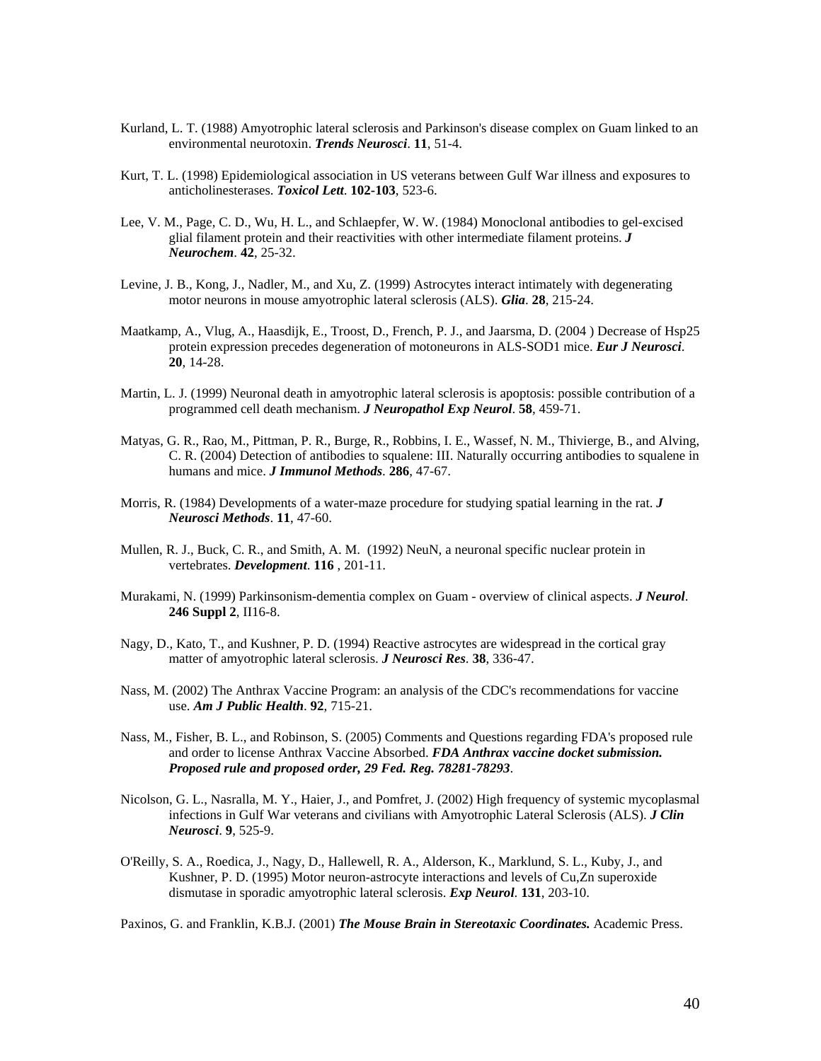Kurland, L. T. (1988) Amyotrophic lateral sclerosis and Parkinson's disease complex on Guam linked to an environmental neurotoxin. ***Trends Neurosci***. **11**, 51-4.

Kurt, T. L. (1998) Epidemiological association in US veterans between Gulf War illness and exposures to anticholinesterases. ***Toxicol Lett***. **102-103**, 523-6.

Lee, V. M., Page, C. D., Wu, H. L., and Schlaepfer, W. W. (1984) Monoclonal antibodies to gel-excised glial filament protein and their reactivities with other intermediate filament proteins. ***J Neurochem***. **42**, 25-32.

Levine, J. B., Kong, J., Nadler, M., and Xu, Z. (1999) Astrocytes interact intimately with degenerating motor neurons in mouse amyotrophic lateral sclerosis (ALS). ***Glia***. **28**, 215-24.

Maatkamp, A., Vlug, A., Haasdijk, E., Troost, D., French, P. J., and Jaarsma, D. (2004 ) Decrease of Hsp25 protein expression precedes degeneration of motoneurons in ALS-SOD1 mice. ***Eur J Neurosci***. **20**, 14-28.

Martin, L. J. (1999) Neuronal death in amyotrophic lateral sclerosis is apoptosis: possible contribution of a programmed cell death mechanism. ***J Neuropathol Exp Neurol***. **58**, 459-71.

Matyas, G. R., Rao, M., Pittman, P. R., Burge, R., Robbins, I. E., Wassef, N. M., Thivierge, B., and Alving, C. R. (2004) Detection of antibodies to squalene: III. Naturally occurring antibodies to squalene in humans and mice. ***J Immunol Methods***. **286**, 47-67.

Morris, R. (1984) Developments of a water-maze procedure for studying spatial learning in the rat. ***J Neurosci Methods***. **11**, 47-60.

Mullen, R. J., Buck, C. R., and Smith, A. M. (1992) NeuN, a neuronal specific nuclear protein in vertebrates. ***Development***. **116** , 201-11.

Murakami, N. (1999) Parkinsonism-dementia complex on Guam - overview of clinical aspects. ***J Neurol***. **246 Suppl 2**, II16-8.

Nagy, D., Kato, T., and Kushner, P. D. (1994) Reactive astrocytes are widespread in the cortical gray matter of amyotrophic lateral sclerosis. ***J Neurosci Res***. **38**, 336-47.

Nass, M. (2002) The Anthrax Vaccine Program: an analysis of the CDC's recommendations for vaccine use. ***Am J Public Health***. **92**, 715-21.

Nass, M., Fisher, B. L., and Robinson, S. (2005) Comments and Questions regarding FDA's proposed rule and order to license Anthrax Vaccine Absorbed. ***FDA Anthrax vaccine docket submission. Proposed rule and proposed order, 29 Fed. Reg. 78281-78293***.

Nicolson, G. L., Nasralla, M. Y., Haier, J., and Pomfret, J. (2002) High frequency of systemic mycoplasmal infections in Gulf War veterans and civilians with Amyotrophic Lateral Sclerosis (ALS). ***J Clin Neurosci***. **9**, 525-9.

O'Reilly, S. A., Roedica, J., Nagy, D., Hallewell, R. A., Alderson, K., Marklund, S. L., Kuby, J., and Kushner, P. D. (1995) Motor neuron-astrocyte interactions and levels of Cu,Zn superoxide dismutase in sporadic amyotrophic lateral sclerosis. ***Exp Neurol***. **131**, 203-10.

Paxinos, G. and Franklin, K.B.J. (2001) ***The Mouse Brain in Stereotaxic Coordinates.*** Academic Press.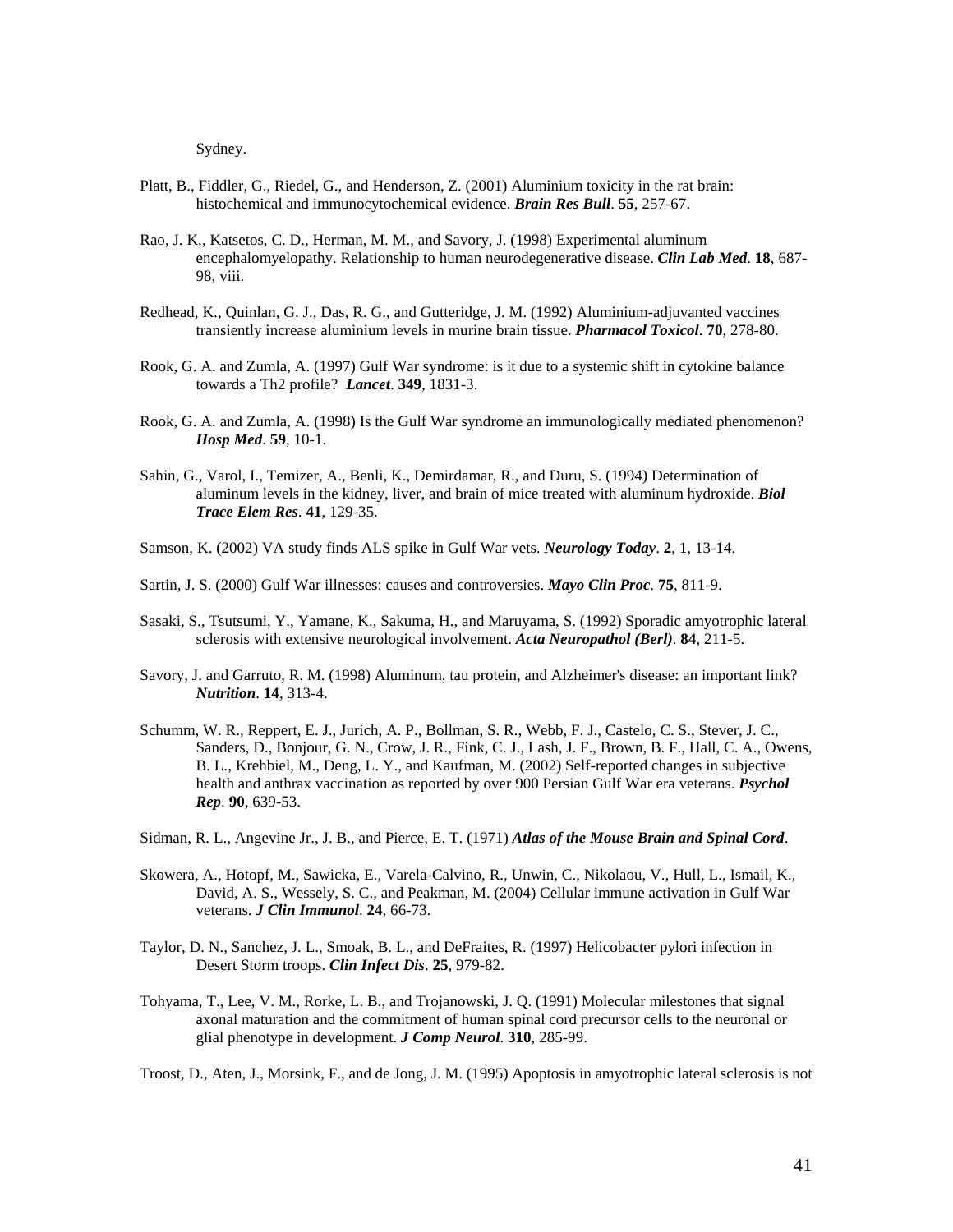Sydney.

Platt, B., Fiddler, G., Riedel, G., and Henderson, Z. (2001) Aluminium toxicity in the rat brain: histochemical and immunocytochemical evidence. ***Brain Res Bull***. **55**, 257-67.

Rao, J. K., Katsetos, C. D., Herman, M. M., and Savory, J. (1998) Experimental aluminum encephalomyelopathy. Relationship to human neurodegenerative disease. ***Clin Lab Med***. **18**, 687-98, viii.

Redhead, K., Quinlan, G. J., Das, R. G., and Gutteridge, J. M. (1992) Aluminium-adjuvanted vaccines transiently increase aluminium levels in murine brain tissue. ***Pharmacol Toxicol***. **70**, 278-80.

Rook, G. A. and Zumla, A. (1997) Gulf War syndrome: is it due to a systemic shift in cytokine balance towards a Th2 profile? ***Lancet***. **349**, 1831-3.

Rook, G. A. and Zumla, A. (1998) Is the Gulf War syndrome an immunologically mediated phenomenon? ***Hosp Med***. **59**, 10-1.

Sahin, G., Varol, I., Temizer, A., Benli, K., Demirdamar, R., and Duru, S. (1994) Determination of aluminum levels in the kidney, liver, and brain of mice treated with aluminum hydroxide. ***Biol Trace Elem Res***. **41**, 129-35.

Samson, K. (2002) VA study finds ALS spike in Gulf War vets. ***Neurology Today***. **2**, 1, 13-14.

Sartin, J. S. (2000) Gulf War illnesses: causes and controversies. ***Mayo Clin Proc***. **75**, 811-9.

Sasaki, S., Tsutsumi, Y., Yamane, K., Sakuma, H., and Maruyama, S. (1992) Sporadic amyotrophic lateral sclerosis with extensive neurological involvement. ***Acta Neuropathol (Berl)***. **84**, 211-5.

Savory, J. and Garruto, R. M. (1998) Aluminum, tau protein, and Alzheimer's disease: an important link? ***Nutrition***. **14**, 313-4.

Schumm, W. R., Reppert, E. J., Jurich, A. P., Bollman, S. R., Webb, F. J., Castelo, C. S., Stever, J. C., Sanders, D., Bonjour, G. N., Crow, J. R., Fink, C. J., Lash, J. F., Brown, B. F., Hall, C. A., Owens, B. L., Krehbiel, M., Deng, L. Y., and Kaufman, M. (2002) Self-reported changes in subjective health and anthrax vaccination as reported by over 900 Persian Gulf War era veterans. ***Psychol Rep***. **90**, 639-53.

Sidman, R. L., Angevine Jr., J. B., and Pierce, E. T. (1971) ***Atlas of the Mouse Brain and Spinal Cord***.

Skowera, A., Hotopf, M., Sawicka, E., Varela-Calvino, R., Unwin, C., Nikolaou, V., Hull, L., Ismail, K., David, A. S., Wessely, S. C., and Peakman, M. (2004) Cellular immune activation in Gulf War veterans. ***J Clin Immunol***. **24**, 66-73.

Taylor, D. N., Sanchez, J. L., Smoak, B. L., and DeFraites, R. (1997) Helicobacter pylori infection in Desert Storm troops. ***Clin Infect Dis***. **25**, 979-82.

Tohyama, T., Lee, V. M., Rorke, L. B., and Trojanowski, J. Q. (1991) Molecular milestones that signal axonal maturation and the commitment of human spinal cord precursor cells to the neuronal or glial phenotype in development. ***J Comp Neurol***. **310**, 285-99.

Troost, D., Aten, J., Morsink, F., and de Jong, J. M. (1995) Apoptosis in amyotrophic lateral sclerosis is not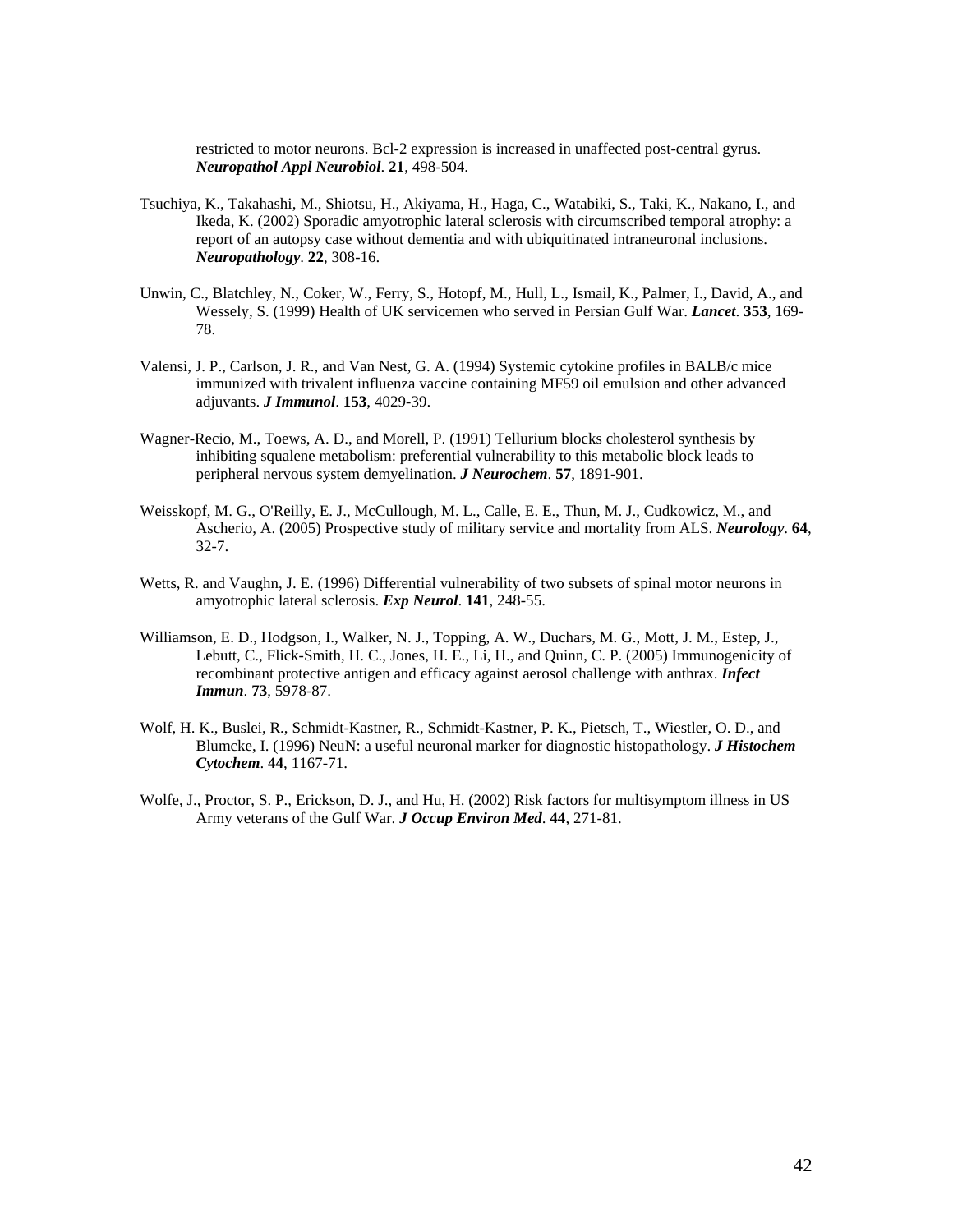restricted to motor neurons. Bcl-2 expression is increased in unaffected post-central gyrus. ***Neuropathol Appl Neurobiol***. **21**, 498-504.

Tsuchiya, K., Takahashi, M., Shiotsu, H., Akiyama, H., Haga, C., Watabiki, S., Taki, K., Nakano, I., and Ikeda, K. (2002) Sporadic amyotrophic lateral sclerosis with circumscribed temporal atrophy: a report of an autopsy case without dementia and with ubiquitinated intraneuronal inclusions. ***Neuropathology***. **22**, 308-16.

Unwin, C., Blatchley, N., Coker, W., Ferry, S., Hotopf, M., Hull, L., Ismail, K., Palmer, I., David, A., and Wessely, S. (1999) Health of UK servicemen who served in Persian Gulf War. ***Lancet***. **353**, 169-78.

Valensi, J. P., Carlson, J. R., and Van Nest, G. A. (1994) Systemic cytokine profiles in BALB/c mice immunized with trivalent influenza vaccine containing MF59 oil emulsion and other advanced adjuvants. ***J Immunol***. **153**, 4029-39.

Wagner-Recio, M., Toews, A. D., and Morell, P. (1991) Tellurium blocks cholesterol synthesis by inhibiting squalene metabolism: preferential vulnerability to this metabolic block leads to peripheral nervous system demyelination. ***J Neurochem***. **57**, 1891-901.

Weisskopf, M. G., O'Reilly, E. J., McCullough, M. L., Calle, E. E., Thun, M. J., Cudkowicz, M., and Ascherio, A. (2005) Prospective study of military service and mortality from ALS. ***Neurology***. **64**, 32-7.

Wetts, R. and Vaughn, J. E. (1996) Differential vulnerability of two subsets of spinal motor neurons in amyotrophic lateral sclerosis. ***Exp Neurol***. **141**, 248-55.

Williamson, E. D., Hodgson, I., Walker, N. J., Topping, A. W., Duchars, M. G., Mott, J. M., Estep, J., Lebutt, C., Flick-Smith, H. C., Jones, H. E., Li, H., and Quinn, C. P. (2005) Immunogenicity of recombinant protective antigen and efficacy against aerosol challenge with anthrax. ***Infect Immun***. **73**, 5978-87.

Wolf, H. K., Buslei, R., Schmidt-Kastner, R., Schmidt-Kastner, P. K., Pietsch, T., Wiestler, O. D., and Blumcke, I. (1996) NeuN: a useful neuronal marker for diagnostic histopathology. ***J Histochem Cytochem***. **44**, 1167-71.

Wolfe, J., Proctor, S. P., Erickson, D. J., and Hu, H. (2002) Risk factors for multisymptom illness in US Army veterans of the Gulf War. ***J Occup Environ Med***. **44**, 271-81.